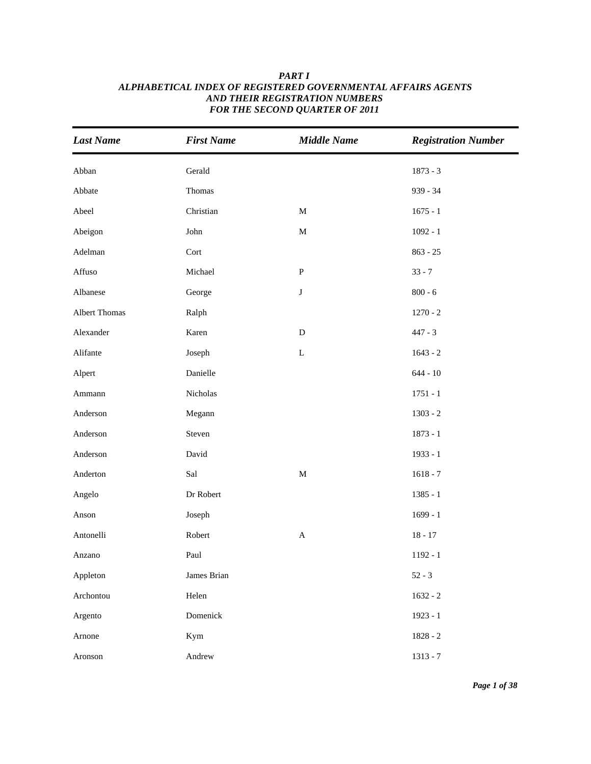***PART I***
***ALPHABETICAL INDEX OF REGISTERED GOVERNMENTAL AFFAIRS AGENTS***
***AND THEIR REGISTRATION NUMBERS***
***FOR THE SECOND QUARTER OF 2011***

| *Last Name* | *First Name* | *Middle Name* | *Registration Number* |
|---|---|---|---|
| Abban | Gerald | | 1873 - 3 |
| Abbate | Thomas | | 939 - 34 |
| Abeel | Christian | M | 1675 - 1 |
| Abeigon | John | M | 1092 - 1 |
| Adelman | Cort | | 863 - 25 |
| Affuso | Michael | P | 33 - 7 |
| Albanese | George | J | 800 - 6 |
| Albert Thomas | Ralph | | 1270 - 2 |
| Alexander | Karen | D | 447 - 3 |
| Alifante | Joseph | L | 1643 - 2 |
| Alpert | Danielle | | 644 - 10 |
| Ammann | Nicholas | | 1751 - 1 |
| Anderson | Megann | | 1303 - 2 |
| Anderson | Steven | | 1873 - 1 |
| Anderson | David | | 1933 - 1 |
| Anderton | Sal | M | 1618 - 7 |
| Angelo | Dr Robert | | 1385 - 1 |
| Anson | Joseph | | 1699 - 1 |
| Antonelli | Robert | A | 18 - 17 |
| Anzano | Paul | | 1192 - 1 |
| Appleton | James Brian | | 52 - 3 |
| Archontou | Helen | | 1632 - 2 |
| Argento | Domenick | | 1923 - 1 |
| Arnone | Kym | | 1828 - 2 |
| Aronson | Andrew | | 1313 - 7 |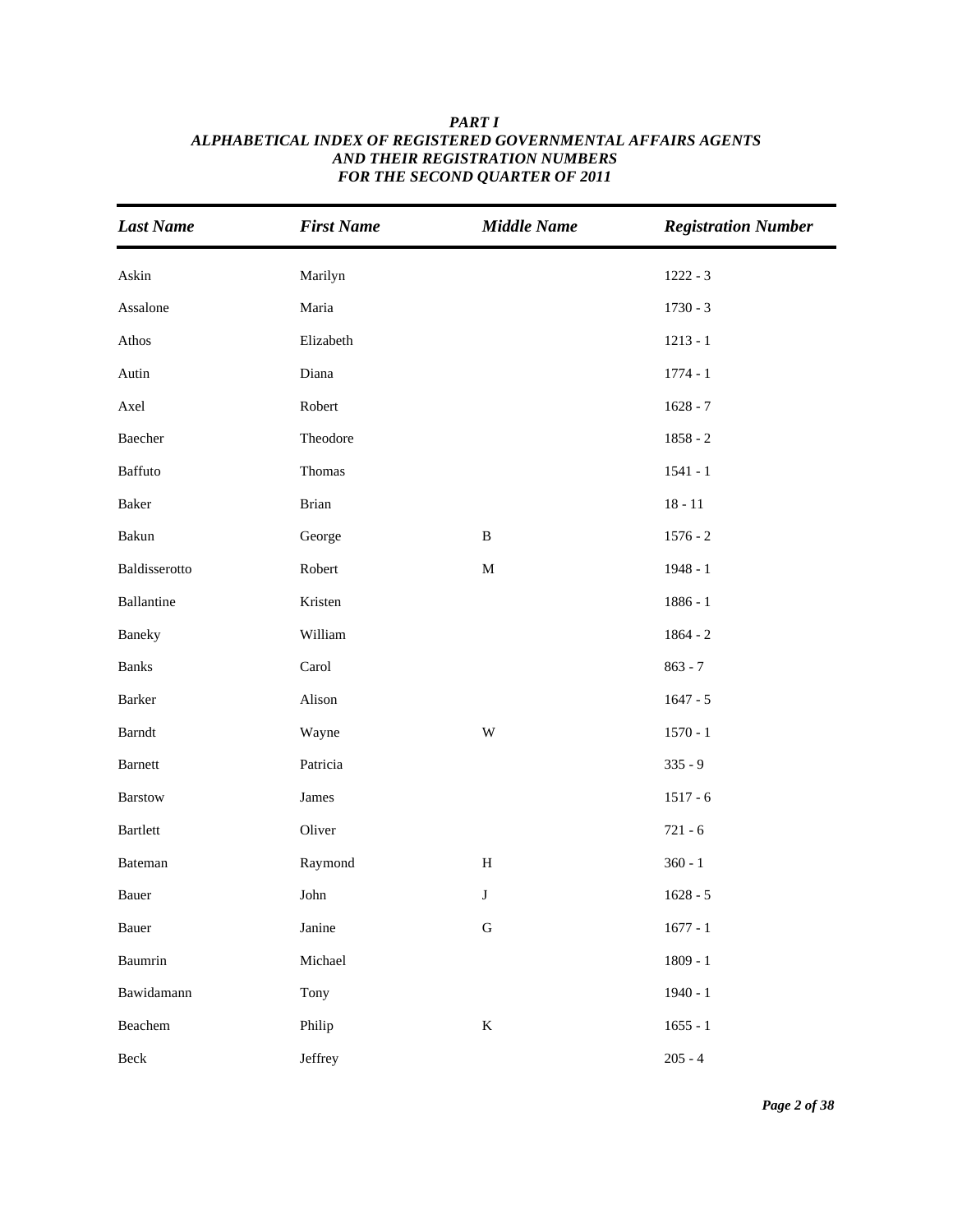***PART I***
***ALPHABETICAL INDEX OF REGISTERED GOVERNMENTAL AFFAIRS AGENTS***
***AND THEIR REGISTRATION NUMBERS***
***FOR THE SECOND QUARTER OF 2011***

| *Last Name* | *First Name* | *Middle Name* | *Registration Number* |
|---|---|---|---|
| Askin | Marilyn | | 1222 - 3 |
| Assalone | Maria | | 1730 - 3 |
| Athos | Elizabeth | | 1213 - 1 |
| Autin | Diana | | 1774 - 1 |
| Axel | Robert | | 1628 - 7 |
| Baecher | Theodore | | 1858 - 2 |
| Baffuto | Thomas | | 1541 - 1 |
| Baker | Brian | | 18 - 11 |
| Bakun | George | B | 1576 - 2 |
| Baldisserotto | Robert | M | 1948 - 1 |
| Ballantine | Kristen | | 1886 - 1 |
| Baneky | William | | 1864 - 2 |
| Banks | Carol | | 863 - 7 |
| Barker | Alison | | 1647 - 5 |
| Barndt | Wayne | W | 1570 - 1 |
| Barnett | Patricia | | 335 - 9 |
| Barstow | James | | 1517 - 6 |
| Bartlett | Oliver | | 721 - 6 |
| Bateman | Raymond | H | 360 - 1 |
| Bauer | John | J | 1628 - 5 |
| Bauer | Janine | G | 1677 - 1 |
| Baumrin | Michael | | 1809 - 1 |
| Bawidamann | Tony | | 1940 - 1 |
| Beachem | Philip | K | 1655 - 1 |
| Beck | Jeffrey | | 205 - 4 |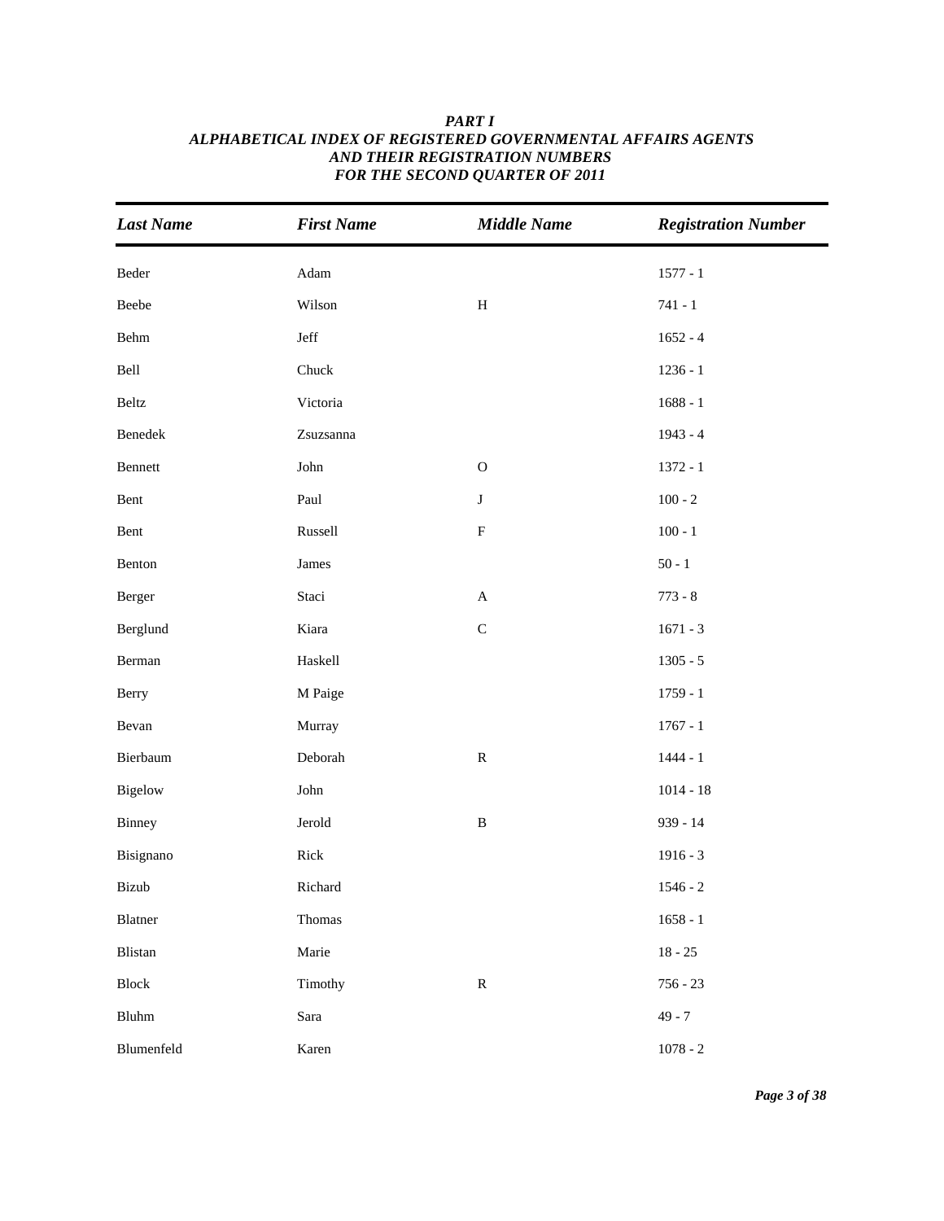# *PART I*
## *ALPHABETICAL INDEX OF REGISTERED GOVERNMENTAL AFFAIRS AGENTS AND THEIR REGISTRATION NUMBERS FOR THE SECOND QUARTER OF 2011*

| *Last Name* | *First Name* | *Middle Name* | *Registration Number* |
|---|---|---|---|
| Beder | Adam | | 1577 - 1 |
| Beebe | Wilson | H | 741 - 1 |
| Behm | Jeff | | 1652 - 4 |
| Bell | Chuck | | 1236 - 1 |
| Beltz | Victoria | | 1688 - 1 |
| Benedek | Zsuzsanna | | 1943 - 4 |
| Bennett | John | O | 1372 - 1 |
| Bent | Paul | J | 100 - 2 |
| Bent | Russell | F | 100 - 1 |
| Benton | James | | 50 - 1 |
| Berger | Staci | A | 773 - 8 |
| Berglund | Kiara | C | 1671 - 3 |
| Berman | Haskell | | 1305 - 5 |
| Berry | M Paige | | 1759 - 1 |
| Bevan | Murray | | 1767 - 1 |
| Bierbaum | Deborah | R | 1444 - 1 |
| Bigelow | John | | 1014 - 18 |
| Binney | Jerold | B | 939 - 14 |
| Bisignano | Rick | | 1916 - 3 |
| Bizub | Richard | | 1546 - 2 |
| Blatner | Thomas | | 1658 - 1 |
| Blistan | Marie | | 18 - 25 |
| Block | Timothy | R | 756 - 23 |
| Bluhm | Sara | | 49 - 7 |
| Blumenfeld | Karen | | 1078 - 2 |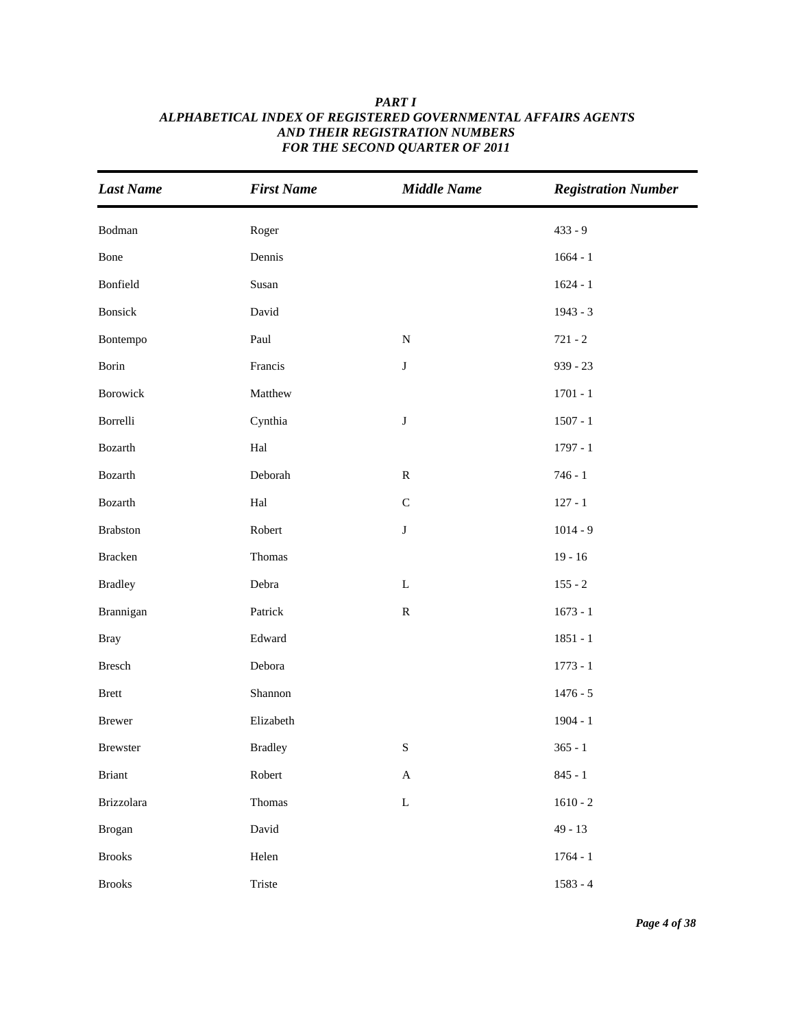# *PART I*
## *ALPHABETICAL INDEX OF REGISTERED GOVERNMENTAL AFFAIRS AGENTS AND THEIR REGISTRATION NUMBERS FOR THE SECOND QUARTER OF 2011*

| *Last Name* | *First Name* | *Middle Name* | *Registration Number* |
|---|---|---|---|
| Bodman | Roger | | 433 - 9 |
| Bone | Dennis | | 1664 - 1 |
| Bonfield | Susan | | 1624 - 1 |
| Bonsick | David | | 1943 - 3 |
| Bontempo | Paul | N | 721 - 2 |
| Borin | Francis | J | 939 - 23 |
| Borowick | Matthew | | 1701 - 1 |
| Borrelli | Cynthia | J | 1507 - 1 |
| Bozarth | Hal | | 1797 - 1 |
| Bozarth | Deborah | R | 746 - 1 |
| Bozarth | Hal | C | 127 - 1 |
| Brabston | Robert | J | 1014 - 9 |
| Bracken | Thomas | | 19 - 16 |
| Bradley | Debra | L | 155 - 2 |
| Brannigan | Patrick | R | 1673 - 1 |
| Bray | Edward | | 1851 - 1 |
| Bresch | Debora | | 1773 - 1 |
| Brett | Shannon | | 1476 - 5 |
| Brewer | Elizabeth | | 1904 - 1 |
| Brewster | Bradley | S | 365 - 1 |
| Briant | Robert | A | 845 - 1 |
| Brizzolara | Thomas | L | 1610 - 2 |
| Brogan | David | | 49 - 13 |
| Brooks | Helen | | 1764 - 1 |
| Brooks | Triste | | 1583 - 4 |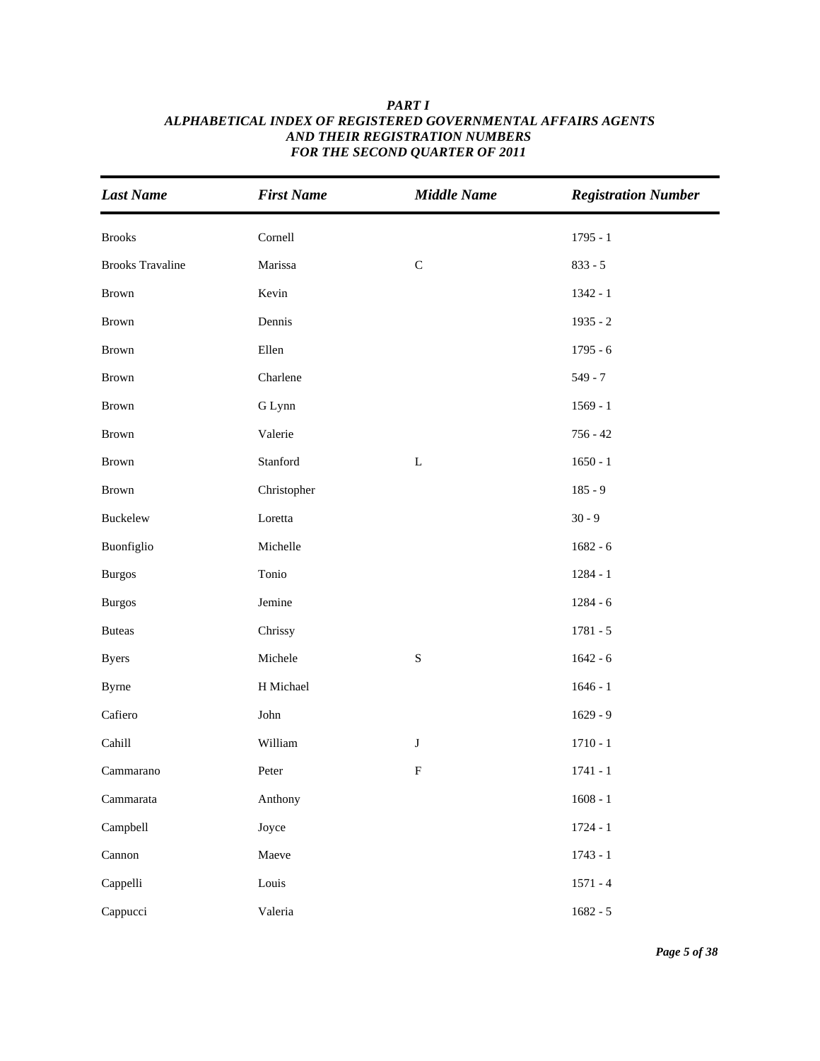***PART I***
***ALPHABETICAL INDEX OF REGISTERED GOVERNMENTAL AFFAIRS AGENTS***
***AND THEIR REGISTRATION NUMBERS***
***FOR THE SECOND QUARTER OF 2011***

| *Last Name* | *First Name* | *Middle Name* | *Registration Number* |
|---|---|---|---|
| Brooks | Cornell | | 1795 - 1 |
| Brooks Travaline | Marissa | C | 833 - 5 |
| Brown | Kevin | | 1342 - 1 |
| Brown | Dennis | | 1935 - 2 |
| Brown | Ellen | | 1795 - 6 |
| Brown | Charlene | | 549 - 7 |
| Brown | G Lynn | | 1569 - 1 |
| Brown | Valerie | | 756 - 42 |
| Brown | Stanford | L | 1650 - 1 |
| Brown | Christopher | | 185 - 9 |
| Buckelew | Loretta | | 30 - 9 |
| Buonfiglio | Michelle | | 1682 - 6 |
| Burgos | Tonio | | 1284 - 1 |
| Burgos | Jemine | | 1284 - 6 |
| Buteas | Chrissy | | 1781 - 5 |
| Byers | Michele | S | 1642 - 6 |
| Byrne | H Michael | | 1646 - 1 |
| Cafiero | John | | 1629 - 9 |
| Cahill | William | J | 1710 - 1 |
| Cammarano | Peter | F | 1741 - 1 |
| Cammarata | Anthony | | 1608 - 1 |
| Campbell | Joyce | | 1724 - 1 |
| Cannon | Maeve | | 1743 - 1 |
| Cappelli | Louis | | 1571 - 4 |
| Cappucci | Valeria | | 1682 - 5 |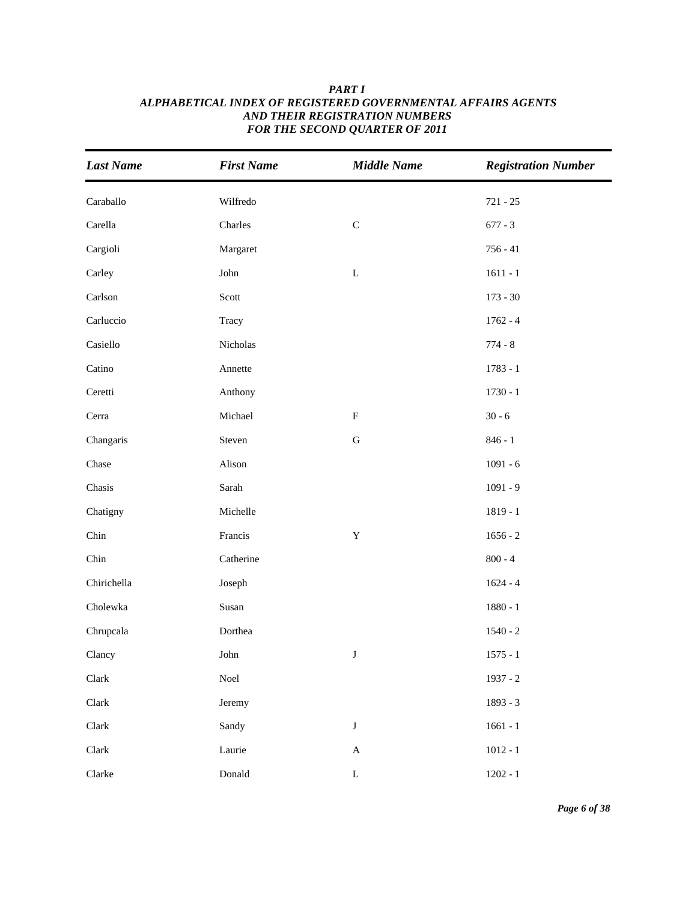***PART I***
***ALPHABETICAL INDEX OF REGISTERED GOVERNMENTAL AFFAIRS AGENTS AND THEIR REGISTRATION NUMBERS FOR THE SECOND QUARTER OF 2011***

| *Last Name* | *First Name* | *Middle Name* | *Registration Number* |
|---|---|---|---|
| Caraballo | Wilfredo | | 721 - 25 |
| Carella | Charles | C | 677 - 3 |
| Cargioli | Margaret | | 756 - 41 |
| Carley | John | L | 1611 - 1 |
| Carlson | Scott | | 173 - 30 |
| Carluccio | Tracy | | 1762 - 4 |
| Casiello | Nicholas | | 774 - 8 |
| Catino | Annette | | 1783 - 1 |
| Ceretti | Anthony | | 1730 - 1 |
| Cerra | Michael | F | 30 - 6 |
| Changaris | Steven | G | 846 - 1 |
| Chase | Alison | | 1091 - 6 |
| Chasis | Sarah | | 1091 - 9 |
| Chatigny | Michelle | | 1819 - 1 |
| Chin | Francis | Y | 1656 - 2 |
| Chin | Catherine | | 800 - 4 |
| Chirichella | Joseph | | 1624 - 4 |
| Cholewka | Susan | | 1880 - 1 |
| Chrupcala | Dorthea | | 1540 - 2 |
| Clancy | John | J | 1575 - 1 |
| Clark | Noel | | 1937 - 2 |
| Clark | Jeremy | | 1893 - 3 |
| Clark | Sandy | J | 1661 - 1 |
| Clark | Laurie | A | 1012 - 1 |
| Clarke | Donald | L | 1202 - 1 |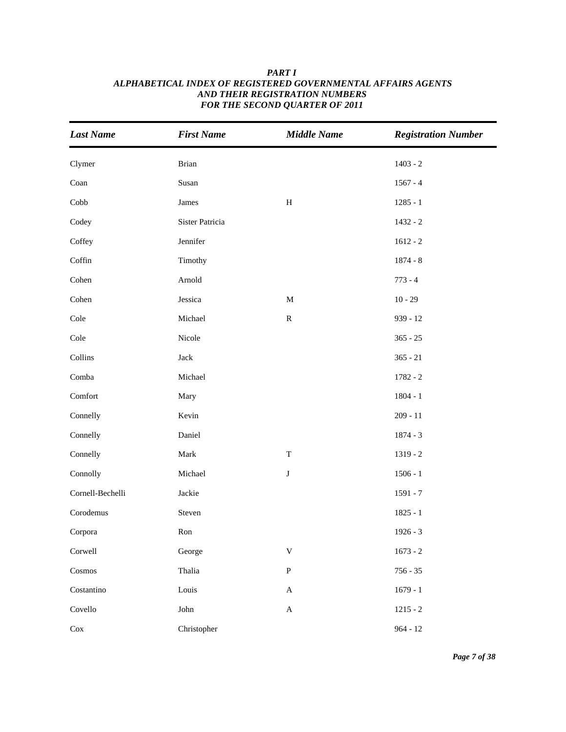***PART I***
***ALPHABETICAL INDEX OF REGISTERED GOVERNMENTAL AFFAIRS AGENTS***
***AND THEIR REGISTRATION NUMBERS***
***FOR THE SECOND QUARTER OF 2011***

| *Last Name* | *First Name* | *Middle Name* | *Registration Number* |
|---|---|---|---|
| Clymer | Brian | | 1403 - 2 |
| Coan | Susan | | 1567 - 4 |
| Cobb | James | H | 1285 - 1 |
| Codey | Sister Patricia | | 1432 - 2 |
| Coffey | Jennifer | | 1612 - 2 |
| Coffin | Timothy | | 1874 - 8 |
| Cohen | Arnold | | 773 - 4 |
| Cohen | Jessica | M | 10 - 29 |
| Cole | Michael | R | 939 - 12 |
| Cole | Nicole | | 365 - 25 |
| Collins | Jack | | 365 - 21 |
| Comba | Michael | | 1782 - 2 |
| Comfort | Mary | | 1804 - 1 |
| Connelly | Kevin | | 209 - 11 |
| Connelly | Daniel | | 1874 - 3 |
| Connelly | Mark | T | 1319 - 2 |
| Connolly | Michael | J | 1506 - 1 |
| Cornell-Bechelli | Jackie | | 1591 - 7 |
| Corodemus | Steven | | 1825 - 1 |
| Corpora | Ron | | 1926 - 3 |
| Corwell | George | V | 1673 - 2 |
| Cosmos | Thalia | P | 756 - 35 |
| Costantino | Louis | A | 1679 - 1 |
| Covello | John | A | 1215 - 2 |
| Cox | Christopher | | 964 - 12 |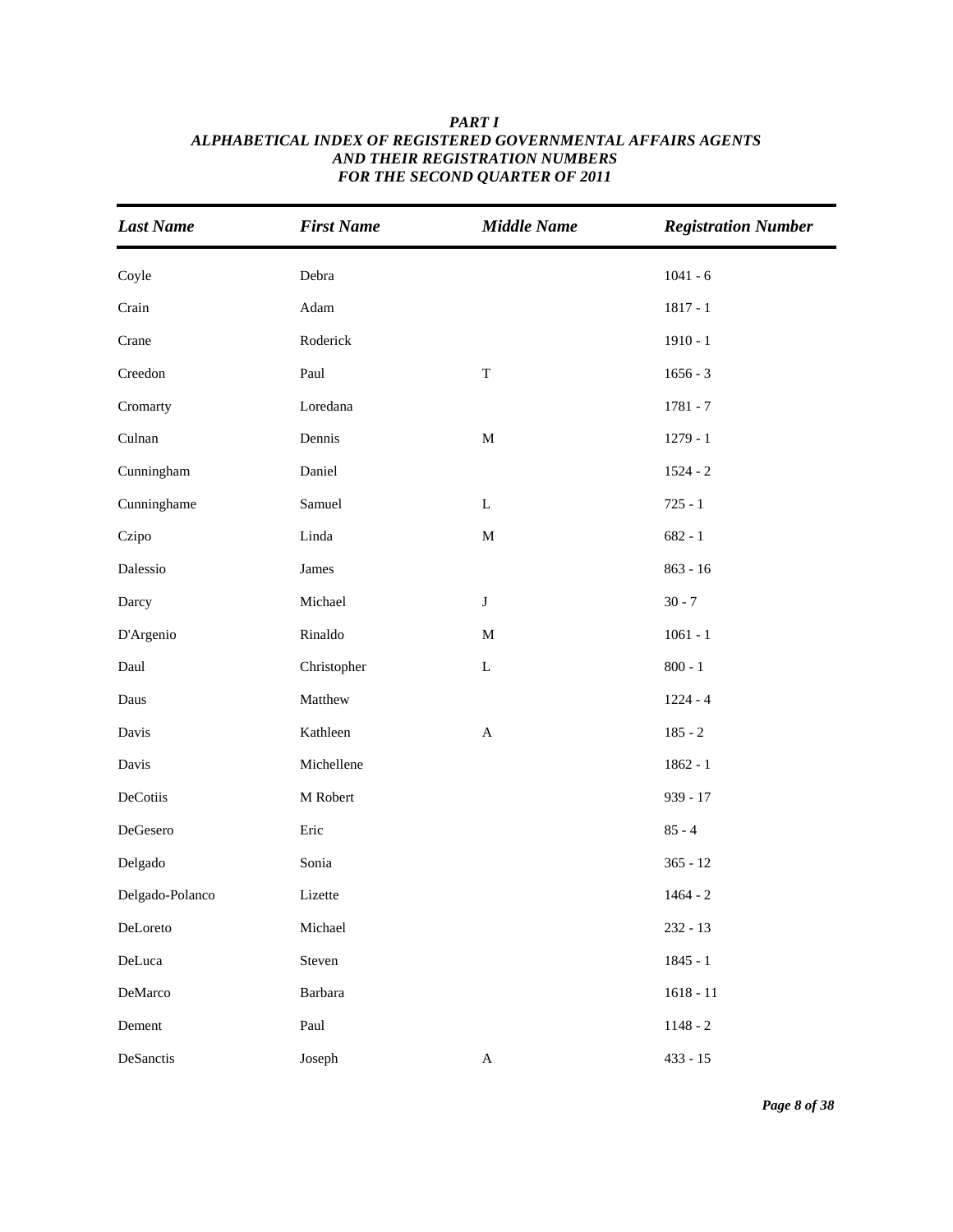# *PART I*
## *ALPHABETICAL INDEX OF REGISTERED GOVERNMENTAL AFFAIRS AGENTS AND THEIR REGISTRATION NUMBERS FOR THE SECOND QUARTER OF 2011*

| *Last Name* | *First Name* | *Middle Name* | *Registration Number* |
|---|---|---|---|
| Coyle | Debra | | 1041 - 6 |
| Crain | Adam | | 1817 - 1 |
| Crane | Roderick | | 1910 - 1 |
| Creedon | Paul | T | 1656 - 3 |
| Cromarty | Loredana | | 1781 - 7 |
| Culnan | Dennis | M | 1279 - 1 |
| Cunningham | Daniel | | 1524 - 2 |
| Cunninghame | Samuel | L | 725 - 1 |
| Czipo | Linda | M | 682 - 1 |
| Dalessio | James | | 863 - 16 |
| Darcy | Michael | J | 30 - 7 |
| D'Argenio | Rinaldo | M | 1061 - 1 |
| Daul | Christopher | L | 800 - 1 |
| Daus | Matthew | | 1224 - 4 |
| Davis | Kathleen | A | 185 - 2 |
| Davis | Michellene | | 1862 - 1 |
| DeCotiis | M Robert | | 939 - 17 |
| DeGesero | Eric | | 85 - 4 |
| Delgado | Sonia | | 365 - 12 |
| Delgado-Polanco | Lizette | | 1464 - 2 |
| DeLoreto | Michael | | 232 - 13 |
| DeLuca | Steven | | 1845 - 1 |
| DeMarco | Barbara | | 1618 - 11 |
| Dement | Paul | | 1148 - 2 |
| DeSanctis | Joseph | A | 433 - 15 |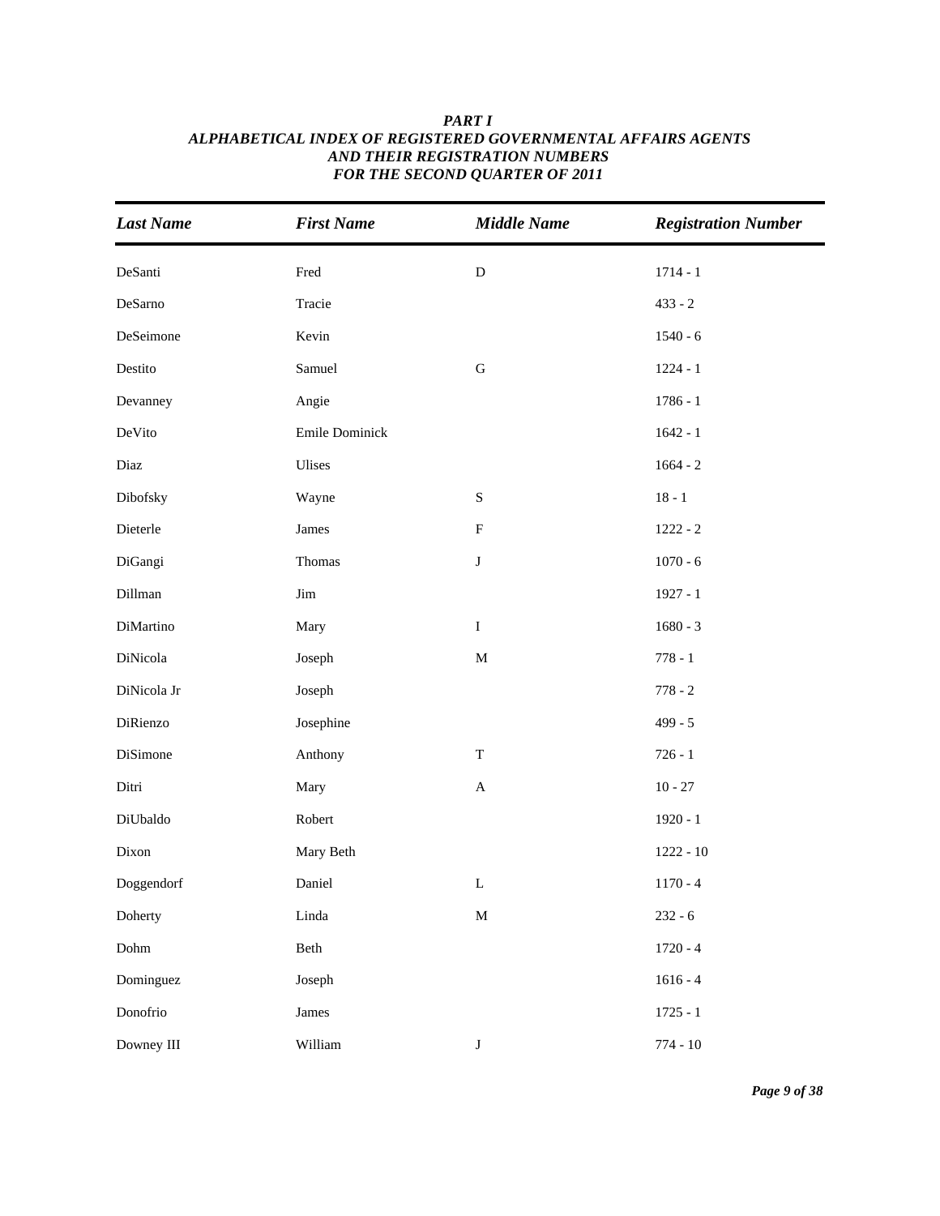***PART I***
***ALPHABETICAL INDEX OF REGISTERED GOVERNMENTAL AFFAIRS AGENTS AND THEIR REGISTRATION NUMBERS FOR THE SECOND QUARTER OF 2011***

| *Last Name* | *First Name* | *Middle Name* | *Registration Number* |
|---|---|---|---|
| DeSanti | Fred | D | 1714 - 1 |
| DeSarno | Tracie | | 433 - 2 |
| DeSeimone | Kevin | | 1540 - 6 |
| Destito | Samuel | G | 1224 - 1 |
| Devanney | Angie | | 1786 - 1 |
| DeVito | Emile Dominick | | 1642 - 1 |
| Diaz | Ulises | | 1664 - 2 |
| Dibofsky | Wayne | S | 18 - 1 |
| Dieterle | James | F | 1222 - 2 |
| DiGangi | Thomas | J | 1070 - 6 |
| Dillman | Jim | | 1927 - 1 |
| DiMartino | Mary | I | 1680 - 3 |
| DiNicola | Joseph | M | 778 - 1 |
| DiNicola Jr | Joseph | | 778 - 2 |
| DiRienzo | Josephine | | 499 - 5 |
| DiSimone | Anthony | T | 726 - 1 |
| Ditri | Mary | A | 10 - 27 |
| DiUbaldo | Robert | | 1920 - 1 |
| Dixon | Mary Beth | | 1222 - 10 |
| Doggendorf | Daniel | L | 1170 - 4 |
| Doherty | Linda | M | 232 - 6 |
| Dohm | Beth | | 1720 - 4 |
| Dominguez | Joseph | | 1616 - 4 |
| Donofrio | James | | 1725 - 1 |
| Downey III | William | J | 774 - 10 |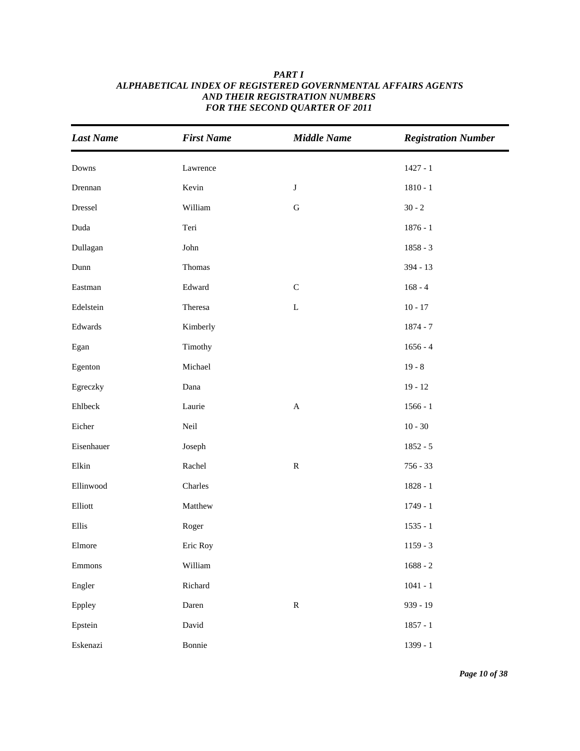***PART I***
***ALPHABETICAL INDEX OF REGISTERED GOVERNMENTAL AFFAIRS AGENTS***
***AND THEIR REGISTRATION NUMBERS***
***FOR THE SECOND QUARTER OF 2011***

| *Last Name* | *First Name* | *Middle Name* | *Registration Number* |
|---|---|---|---|
| Downs | Lawrence | | 1427 - 1 |
| Drennan | Kevin | J | 1810 - 1 |
| Dressel | William | G | 30 - 2 |
| Duda | Teri | | 1876 - 1 |
| Dullagan | John | | 1858 - 3 |
| Dunn | Thomas | | 394 - 13 |
| Eastman | Edward | C | 168 - 4 |
| Edelstein | Theresa | L | 10 - 17 |
| Edwards | Kimberly | | 1874 - 7 |
| Egan | Timothy | | 1656 - 4 |
| Egenton | Michael | | 19 - 8 |
| Egreczky | Dana | | 19 - 12 |
| Ehlbeck | Laurie | A | 1566 - 1 |
| Eicher | Neil | | 10 - 30 |
| Eisenhauer | Joseph | | 1852 - 5 |
| Elkin | Rachel | R | 756 - 33 |
| Ellinwood | Charles | | 1828 - 1 |
| Elliott | Matthew | | 1749 - 1 |
| Ellis | Roger | | 1535 - 1 |
| Elmore | Eric Roy | | 1159 - 3 |
| Emmons | William | | 1688 - 2 |
| Engler | Richard | | 1041 - 1 |
| Eppley | Daren | R | 939 - 19 |
| Epstein | David | | 1857 - 1 |
| Eskenazi | Bonnie | | 1399 - 1 |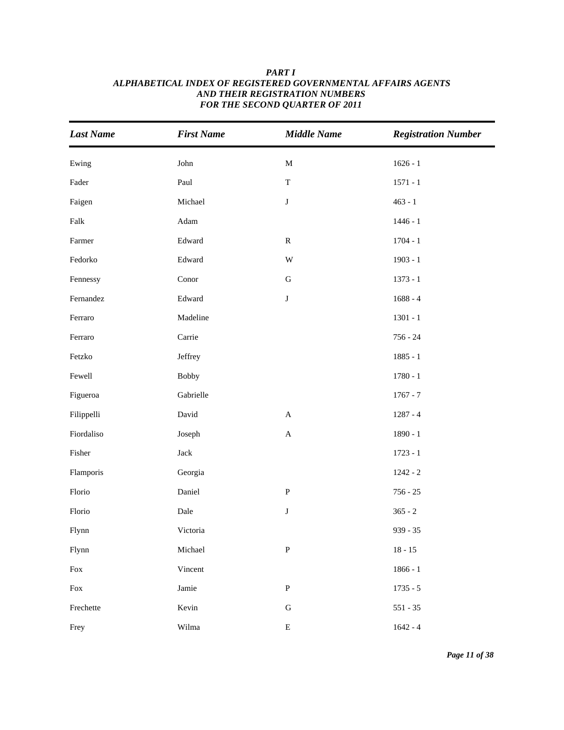***PART I***
***ALPHABETICAL INDEX OF REGISTERED GOVERNMENTAL AFFAIRS AGENTS***
***AND THEIR REGISTRATION NUMBERS***
***FOR THE SECOND QUARTER OF 2011***

| *Last Name* | *First Name* | *Middle Name* | *Registration Number* |
|---|---|---|---|
| Ewing | John | M | 1626 - 1 |
| Fader | Paul | T | 1571 - 1 |
| Faigen | Michael | J | 463 - 1 |
| Falk | Adam | | 1446 - 1 |
| Farmer | Edward | R | 1704 - 1 |
| Fedorko | Edward | W | 1903 - 1 |
| Fennessy | Conor | G | 1373 - 1 |
| Fernandez | Edward | J | 1688 - 4 |
| Ferraro | Madeline | | 1301 - 1 |
| Ferraro | Carrie | | 756 - 24 |
| Fetzko | Jeffrey | | 1885 - 1 |
| Fewell | Bobby | | 1780 - 1 |
| Figueroa | Gabrielle | | 1767 - 7 |
| Filippelli | David | A | 1287 - 4 |
| Fiordaliso | Joseph | A | 1890 - 1 |
| Fisher | Jack | | 1723 - 1 |
| Flamporis | Georgia | | 1242 - 2 |
| Florio | Daniel | P | 756 - 25 |
| Florio | Dale | J | 365 - 2 |
| Flynn | Victoria | | 939 - 35 |
| Flynn | Michael | P | 18 - 15 |
| Fox | Vincent | | 1866 - 1 |
| Fox | Jamie | P | 1735 - 5 |
| Frechette | Kevin | G | 551 - 35 |
| Frey | Wilma | E | 1642 - 4 |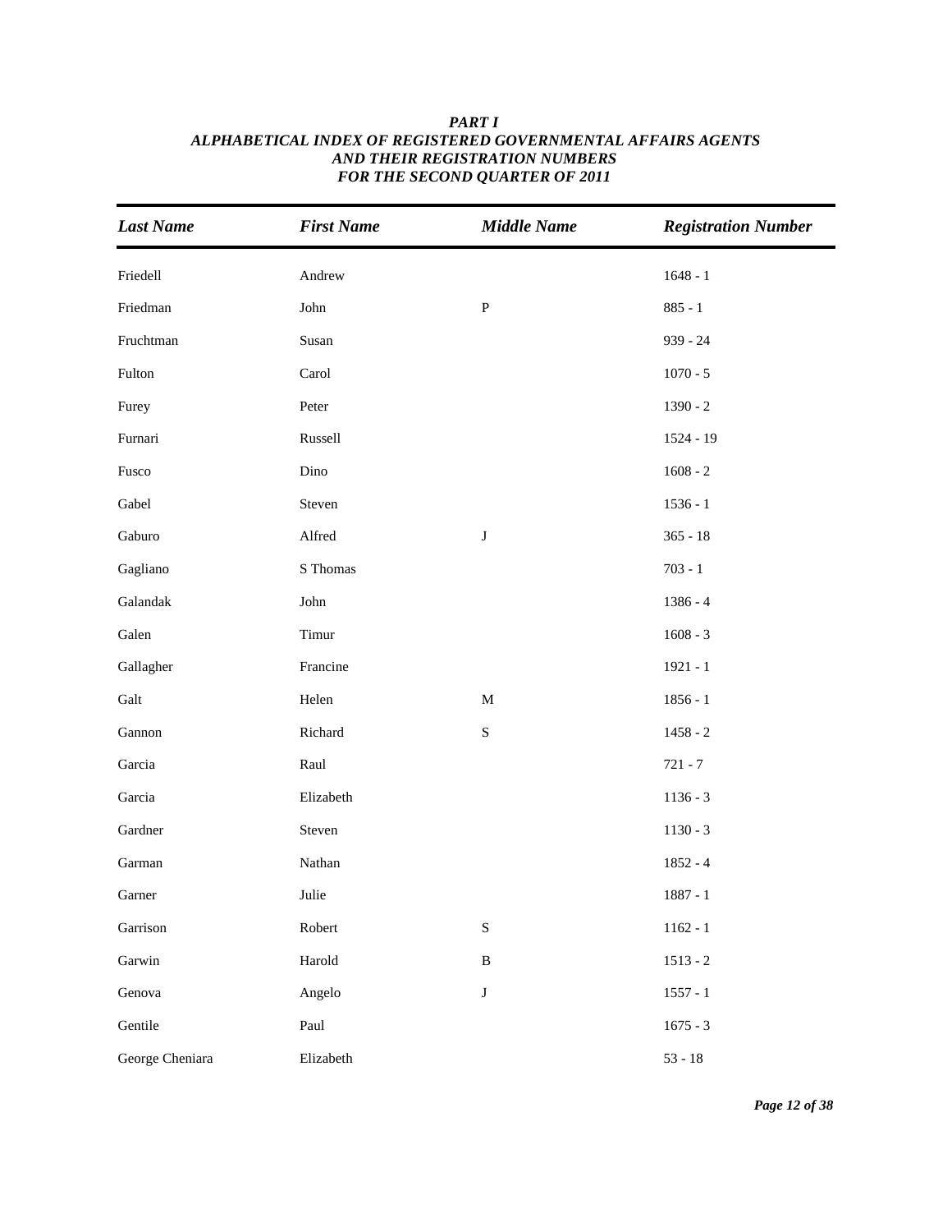***PART I***
***ALPHABETICAL INDEX OF REGISTERED GOVERNMENTAL AFFAIRS AGENTS***
***AND THEIR REGISTRATION NUMBERS***
***FOR THE SECOND QUARTER OF 2011***

| *Last Name* | *First Name* | *Middle Name* | *Registration Number* |
|---|---|---|---|
| Friedell | Andrew | | 1648 - 1 |
| Friedman | John | P | 885 - 1 |
| Fruchtman | Susan | | 939 - 24 |
| Fulton | Carol | | 1070 - 5 |
| Furey | Peter | | 1390 - 2 |
| Furnari | Russell | | 1524 - 19 |
| Fusco | Dino | | 1608 - 2 |
| Gabel | Steven | | 1536 - 1 |
| Gaburo | Alfred | J | 365 - 18 |
| Gagliano | S Thomas | | 703 - 1 |
| Galandak | John | | 1386 - 4 |
| Galen | Timur | | 1608 - 3 |
| Gallagher | Francine | | 1921 - 1 |
| Galt | Helen | M | 1856 - 1 |
| Gannon | Richard | S | 1458 - 2 |
| Garcia | Raul | | 721 - 7 |
| Garcia | Elizabeth | | 1136 - 3 |
| Gardner | Steven | | 1130 - 3 |
| Garman | Nathan | | 1852 - 4 |
| Garner | Julie | | 1887 - 1 |
| Garrison | Robert | S | 1162 - 1 |
| Garwin | Harold | B | 1513 - 2 |
| Genova | Angelo | J | 1557 - 1 |
| Gentile | Paul | | 1675 - 3 |
| George Cheniara | Elizabeth | | 53 - 18 |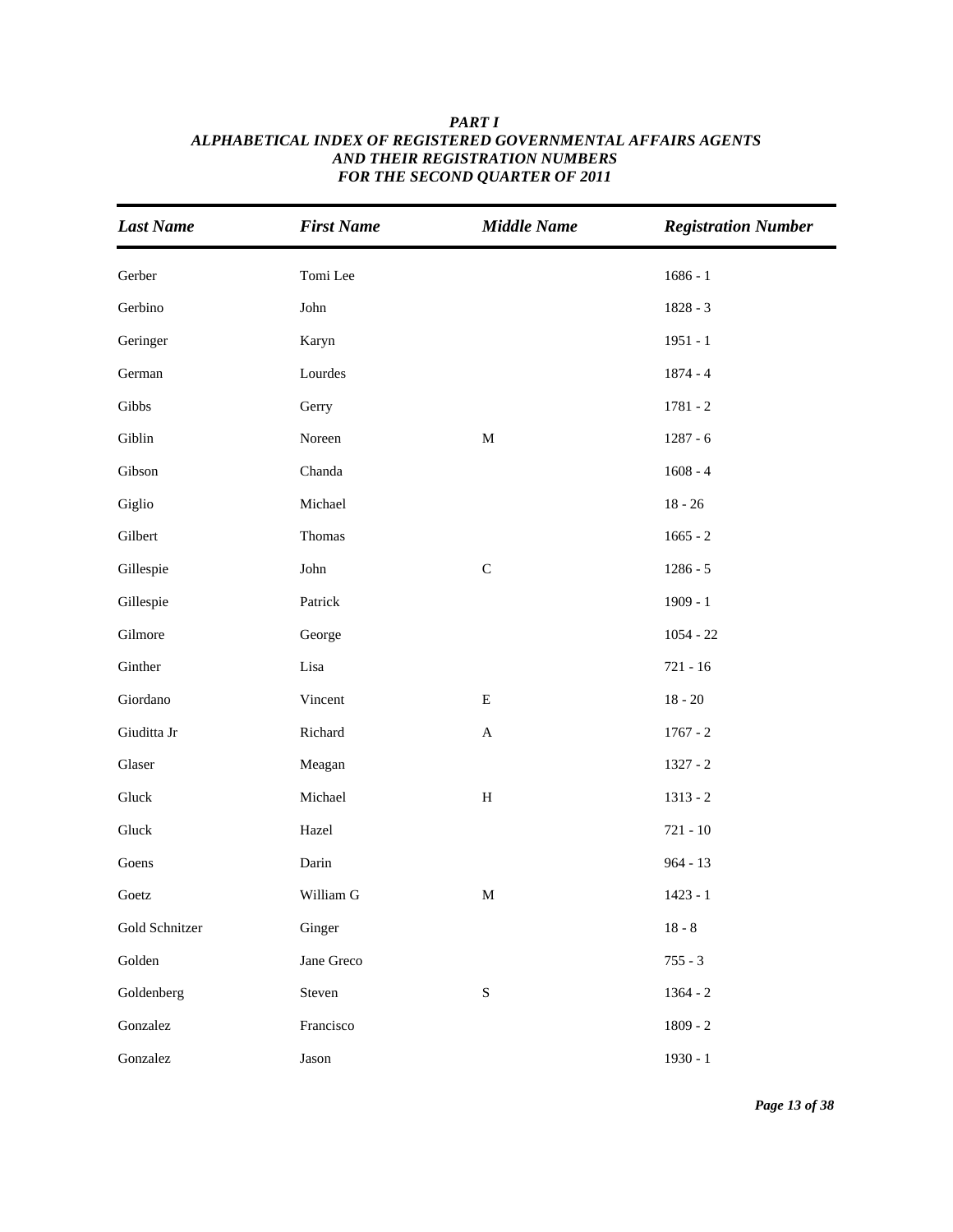***PART I***
***ALPHABETICAL INDEX OF REGISTERED GOVERNMENTAL AFFAIRS AGENTS***
***AND THEIR REGISTRATION NUMBERS***
***FOR THE SECOND QUARTER OF 2011***

| *Last Name* | *First Name* | *Middle Name* | *Registration Number* |
|---|---|---|---|
| Gerber | Tomi Lee | | 1686 - 1 |
| Gerbino | John | | 1828 - 3 |
| Geringer | Karyn | | 1951 - 1 |
| German | Lourdes | | 1874 - 4 |
| Gibbs | Gerry | | 1781 - 2 |
| Giblin | Noreen | M | 1287 - 6 |
| Gibson | Chanda | | 1608 - 4 |
| Giglio | Michael | | 18 - 26 |
| Gilbert | Thomas | | 1665 - 2 |
| Gillespie | John | C | 1286 - 5 |
| Gillespie | Patrick | | 1909 - 1 |
| Gilmore | George | | 1054 - 22 |
| Ginther | Lisa | | 721 - 16 |
| Giordano | Vincent | E | 18 - 20 |
| Giuditta Jr | Richard | A | 1767 - 2 |
| Glaser | Meagan | | 1327 - 2 |
| Gluck | Michael | H | 1313 - 2 |
| Gluck | Hazel | | 721 - 10 |
| Goens | Darin | | 964 - 13 |
| Goetz | William G | M | 1423 - 1 |
| Gold Schnitzer | Ginger | | 18 - 8 |
| Golden | Jane Greco | | 755 - 3 |
| Goldenberg | Steven | S | 1364 - 2 |
| Gonzalez | Francisco | | 1809 - 2 |
| Gonzalez | Jason | | 1930 - 1 |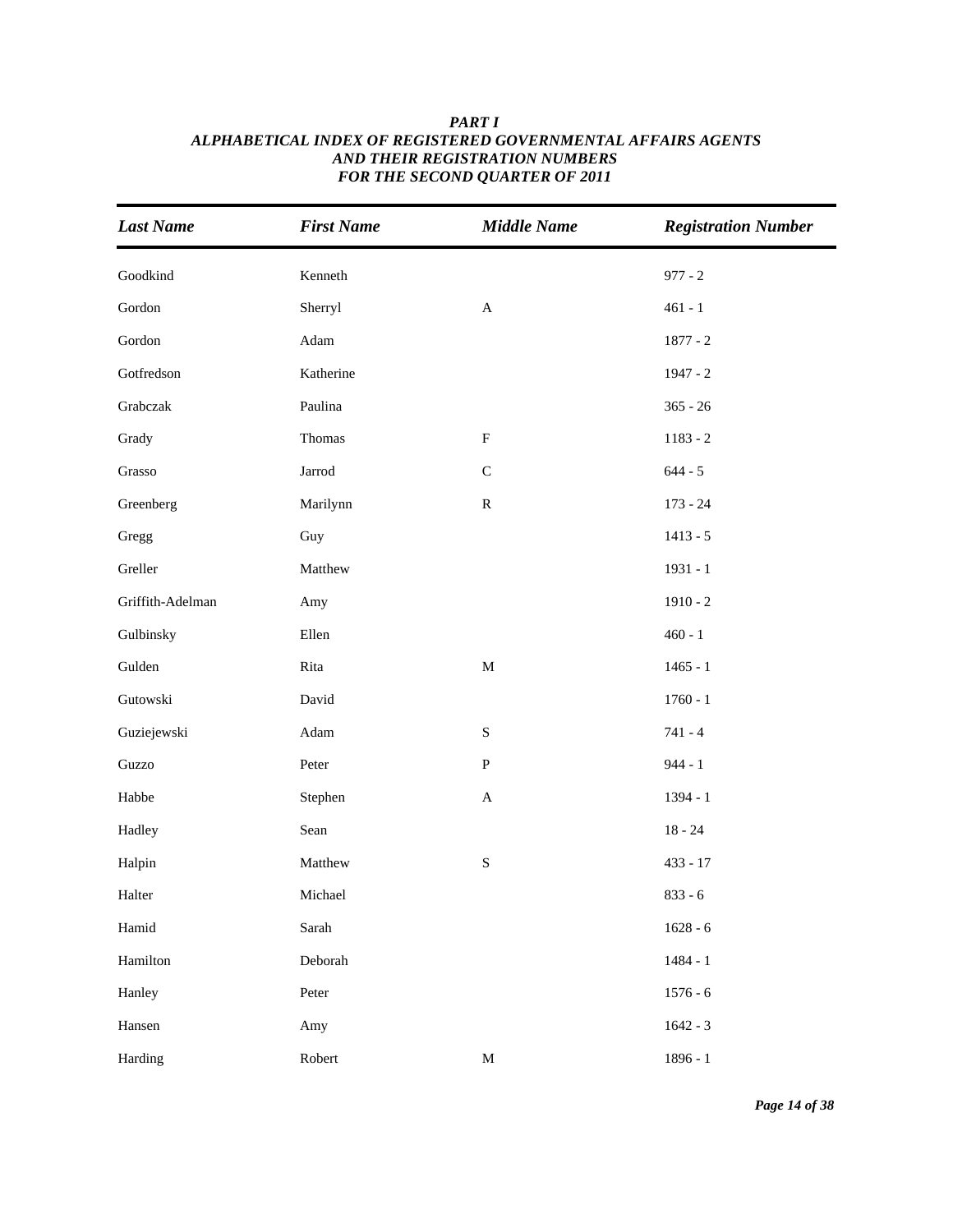***PART I***
***ALPHABETICAL INDEX OF REGISTERED GOVERNMENTAL AFFAIRS AGENTS***
***AND THEIR REGISTRATION NUMBERS***
***FOR THE SECOND QUARTER OF 2011***

| *Last Name* | *First Name* | *Middle Name* | *Registration Number* |
|---|---|---|---|
| Goodkind | Kenneth | | 977 - 2 |
| Gordon | Sherryl | A | 461 - 1 |
| Gordon | Adam | | 1877 - 2 |
| Gotfredson | Katherine | | 1947 - 2 |
| Grabczak | Paulina | | 365 - 26 |
| Grady | Thomas | F | 1183 - 2 |
| Grasso | Jarrod | C | 644 - 5 |
| Greenberg | Marilynn | R | 173 - 24 |
| Gregg | Guy | | 1413 - 5 |
| Greller | Matthew | | 1931 - 1 |
| Griffith-Adelman | Amy | | 1910 - 2 |
| Gulbinsky | Ellen | | 460 - 1 |
| Gulden | Rita | M | 1465 - 1 |
| Gutowski | David | | 1760 - 1 |
| Guziejewski | Adam | S | 741 - 4 |
| Guzzo | Peter | P | 944 - 1 |
| Habbe | Stephen | A | 1394 - 1 |
| Hadley | Sean | | 18 - 24 |
| Halpin | Matthew | S | 433 - 17 |
| Halter | Michael | | 833 - 6 |
| Hamid | Sarah | | 1628 - 6 |
| Hamilton | Deborah | | 1484 - 1 |
| Hanley | Peter | | 1576 - 6 |
| Hansen | Amy | | 1642 - 3 |
| Harding | Robert | M | 1896 - 1 |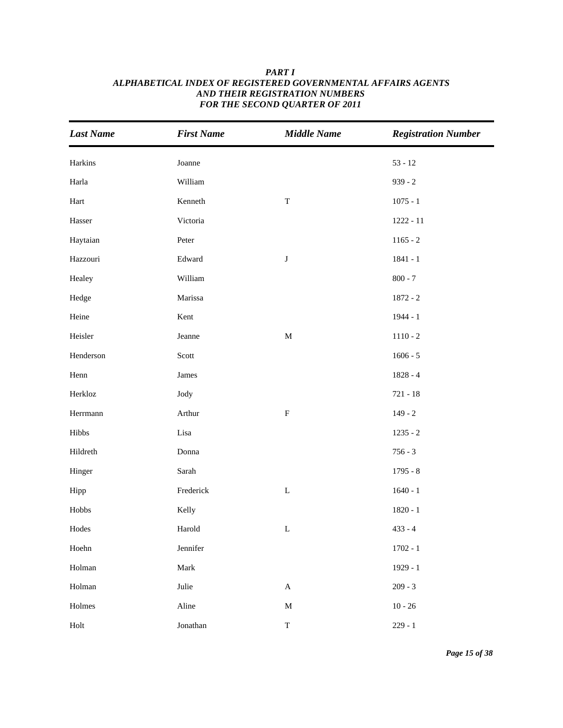***PART I***
***ALPHABETICAL INDEX OF REGISTERED GOVERNMENTAL AFFAIRS AGENTS***
***AND THEIR REGISTRATION NUMBERS***
***FOR THE SECOND QUARTER OF 2011***

| *Last Name* | *First Name* | *Middle Name* | *Registration Number* |
|---|---|---|---|
| Harkins | Joanne | | 53 - 12 |
| Harla | William | | 939 - 2 |
| Hart | Kenneth | T | 1075 - 1 |
| Hasser | Victoria | | 1222 - 11 |
| Haytaian | Peter | | 1165 - 2 |
| Hazzouri | Edward | J | 1841 - 1 |
| Healey | William | | 800 - 7 |
| Hedge | Marissa | | 1872 - 2 |
| Heine | Kent | | 1944 - 1 |
| Heisler | Jeanne | M | 1110 - 2 |
| Henderson | Scott | | 1606 - 5 |
| Henn | James | | 1828 - 4 |
| Herkloz | Jody | | 721 - 18 |
| Herrmann | Arthur | F | 149 - 2 |
| Hibbs | Lisa | | 1235 - 2 |
| Hildreth | Donna | | 756 - 3 |
| Hinger | Sarah | | 1795 - 8 |
| Hipp | Frederick | L | 1640 - 1 |
| Hobbs | Kelly | | 1820 - 1 |
| Hodes | Harold | L | 433 - 4 |
| Hoehn | Jennifer | | 1702 - 1 |
| Holman | Mark | | 1929 - 1 |
| Holman | Julie | A | 209 - 3 |
| Holmes | Aline | M | 10 - 26 |
| Holt | Jonathan | T | 229 - 1 |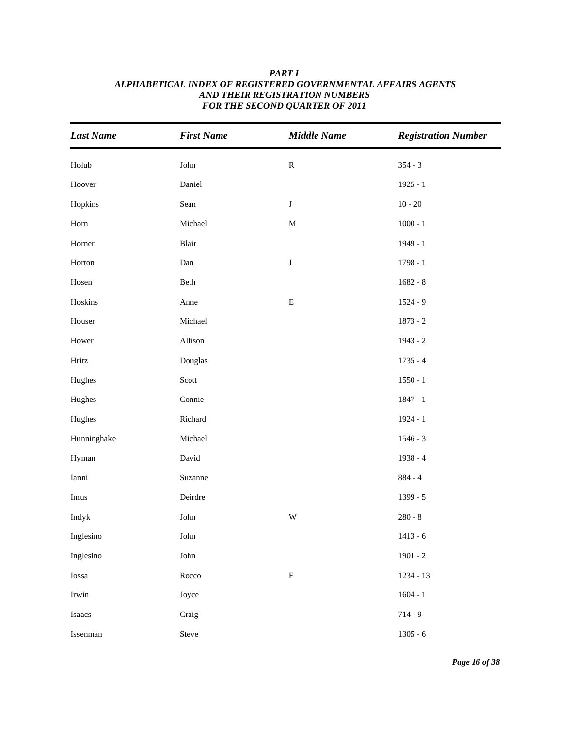***PART I***
***ALPHABETICAL INDEX OF REGISTERED GOVERNMENTAL AFFAIRS AGENTS***
***AND THEIR REGISTRATION NUMBERS***
***FOR THE SECOND QUARTER OF 2011***

| *Last Name* | *First Name* | *Middle Name* | *Registration Number* |
|---|---|---|---|
| Holub | John | R | 354 - 3 |
| Hoover | Daniel | | 1925 - 1 |
| Hopkins | Sean | J | 10 - 20 |
| Horn | Michael | M | 1000 - 1 |
| Horner | Blair | | 1949 - 1 |
| Horton | Dan | J | 1798 - 1 |
| Hosen | Beth | | 1682 - 8 |
| Hoskins | Anne | E | 1524 - 9 |
| Houser | Michael | | 1873 - 2 |
| Hower | Allison | | 1943 - 2 |
| Hritz | Douglas | | 1735 - 4 |
| Hughes | Scott | | 1550 - 1 |
| Hughes | Connie | | 1847 - 1 |
| Hughes | Richard | | 1924 - 1 |
| Hunninghake | Michael | | 1546 - 3 |
| Hyman | David | | 1938 - 4 |
| Ianni | Suzanne | | 884 - 4 |
| Imus | Deirdre | | 1399 - 5 |
| Indyk | John | W | 280 - 8 |
| Inglesino | John | | 1413 - 6 |
| Inglesino | John | | 1901 - 2 |
| Iossa | Rocco | F | 1234 - 13 |
| Irwin | Joyce | | 1604 - 1 |
| Isaacs | Craig | | 714 - 9 |
| Issenman | Steve | | 1305 - 6 |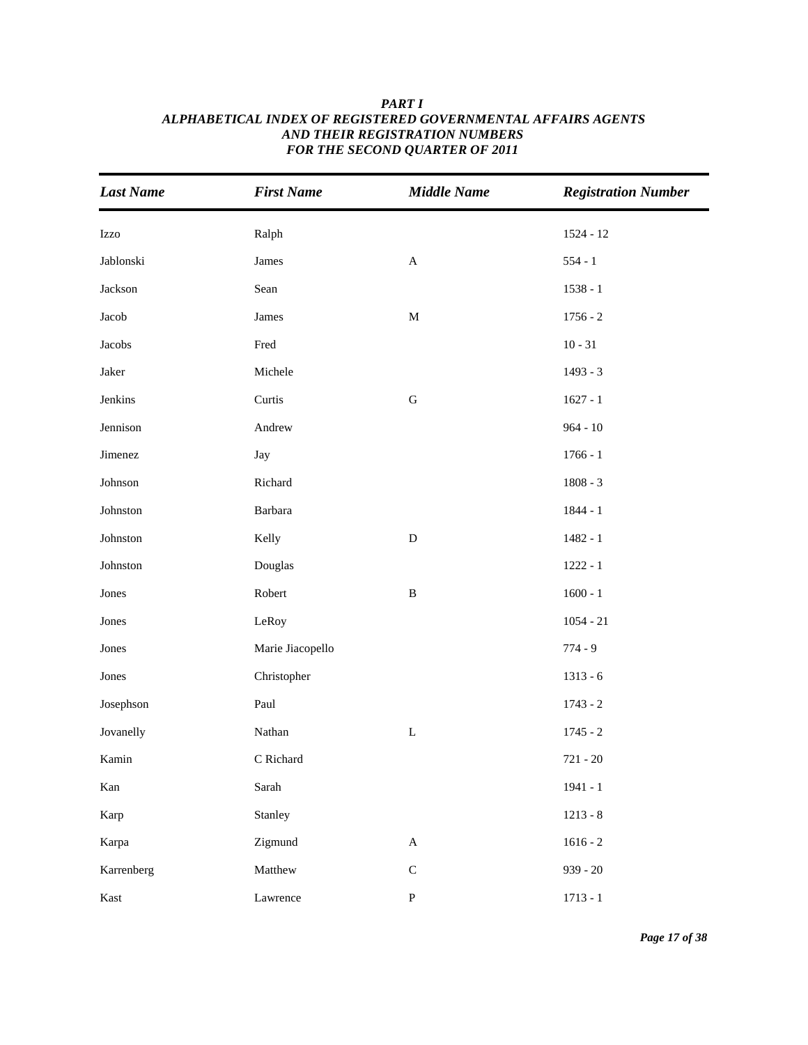***PART I***
***ALPHABETICAL INDEX OF REGISTERED GOVERNMENTAL AFFAIRS AGENTS***
***AND THEIR REGISTRATION NUMBERS***
***FOR THE SECOND QUARTER OF 2011***

| *Last Name* | *First Name* | *Middle Name* | *Registration Number* |
|---|---|---|---|
| Izzo | Ralph | | 1524 - 12 |
| Jablonski | James | A | 554 - 1 |
| Jackson | Sean | | 1538 - 1 |
| Jacob | James | M | 1756 - 2 |
| Jacobs | Fred | | 10 - 31 |
| Jaker | Michele | | 1493 - 3 |
| Jenkins | Curtis | G | 1627 - 1 |
| Jennison | Andrew | | 964 - 10 |
| Jimenez | Jay | | 1766 - 1 |
| Johnson | Richard | | 1808 - 3 |
| Johnston | Barbara | | 1844 - 1 |
| Johnston | Kelly | D | 1482 - 1 |
| Johnston | Douglas | | 1222 - 1 |
| Jones | Robert | B | 1600 - 1 |
| Jones | LeRoy | | 1054 - 21 |
| Jones | Marie Jiacopello | | 774 - 9 |
| Jones | Christopher | | 1313 - 6 |
| Josephson | Paul | | 1743 - 2 |
| Jovanelly | Nathan | L | 1745 - 2 |
| Kamin | C Richard | | 721 - 20 |
| Kan | Sarah | | 1941 - 1 |
| Karp | Stanley | | 1213 - 8 |
| Karpa | Zigmund | A | 1616 - 2 |
| Karrenberg | Matthew | C | 939 - 20 |
| Kast | Lawrence | P | 1713 - 1 |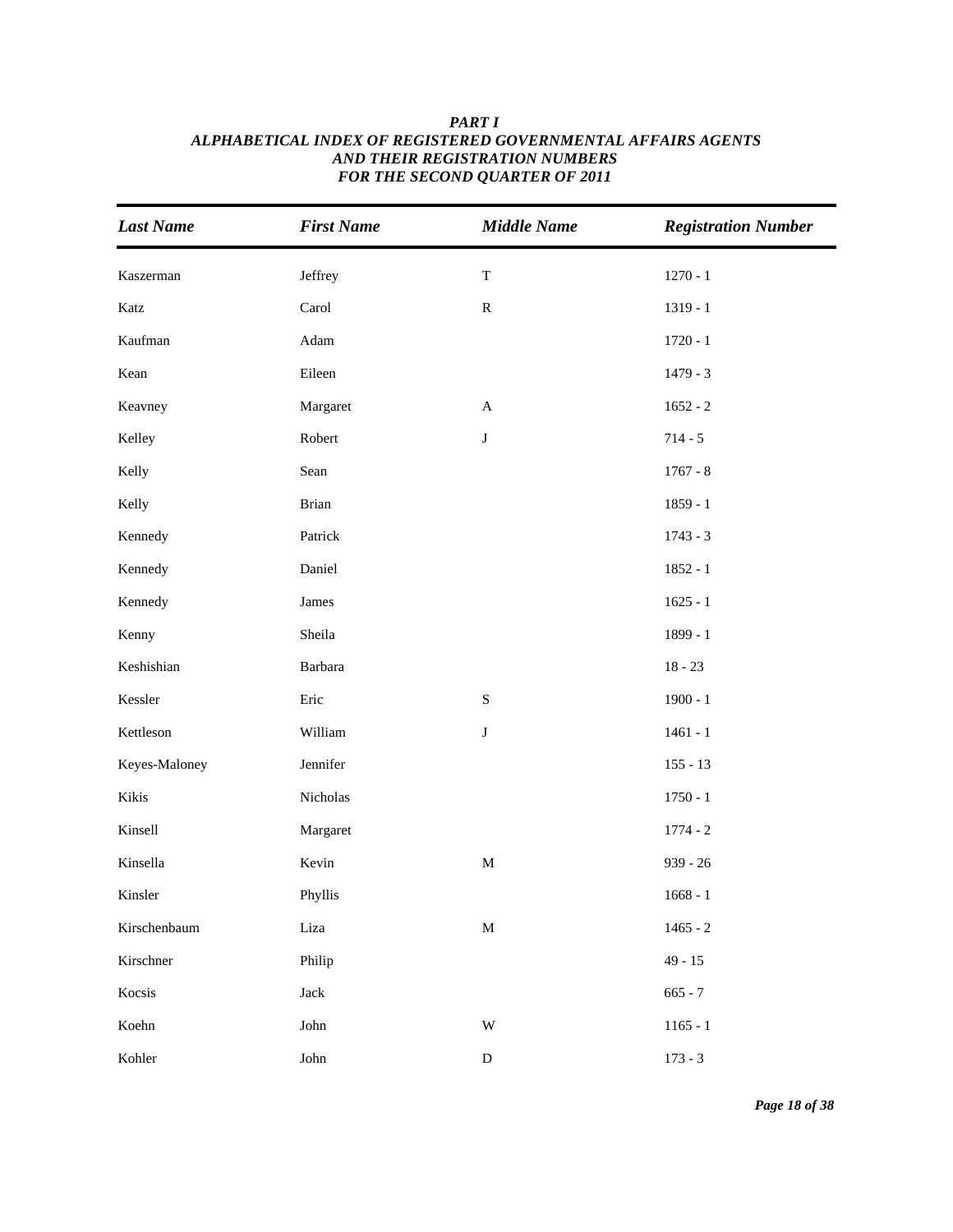***PART I***
***ALPHABETICAL INDEX OF REGISTERED GOVERNMENTAL AFFAIRS AGENTS***
***AND THEIR REGISTRATION NUMBERS***
***FOR THE SECOND QUARTER OF 2011***

| *Last Name* | *First Name* | *Middle Name* | *Registration Number* |
|---|---|---|---|
| Kaszerman | Jeffrey | T | 1270 - 1 |
| Katz | Carol | R | 1319 - 1 |
| Kaufman | Adam | | 1720 - 1 |
| Kean | Eileen | | 1479 - 3 |
| Keavney | Margaret | A | 1652 - 2 |
| Kelley | Robert | J | 714 - 5 |
| Kelly | Sean | | 1767 - 8 |
| Kelly | Brian | | 1859 - 1 |
| Kennedy | Patrick | | 1743 - 3 |
| Kennedy | Daniel | | 1852 - 1 |
| Kennedy | James | | 1625 - 1 |
| Kenny | Sheila | | 1899 - 1 |
| Keshishian | Barbara | | 18 - 23 |
| Kessler | Eric | S | 1900 - 1 |
| Kettleson | William | J | 1461 - 1 |
| Keyes-Maloney | Jennifer | | 155 - 13 |
| Kikis | Nicholas | | 1750 - 1 |
| Kinsell | Margaret | | 1774 - 2 |
| Kinsella | Kevin | M | 939 - 26 |
| Kinsler | Phyllis | | 1668 - 1 |
| Kirschenbaum | Liza | M | 1465 - 2 |
| Kirschner | Philip | | 49 - 15 |
| Kocsis | Jack | | 665 - 7 |
| Koehn | John | W | 1165 - 1 |
| Kohler | John | D | 173 - 3 |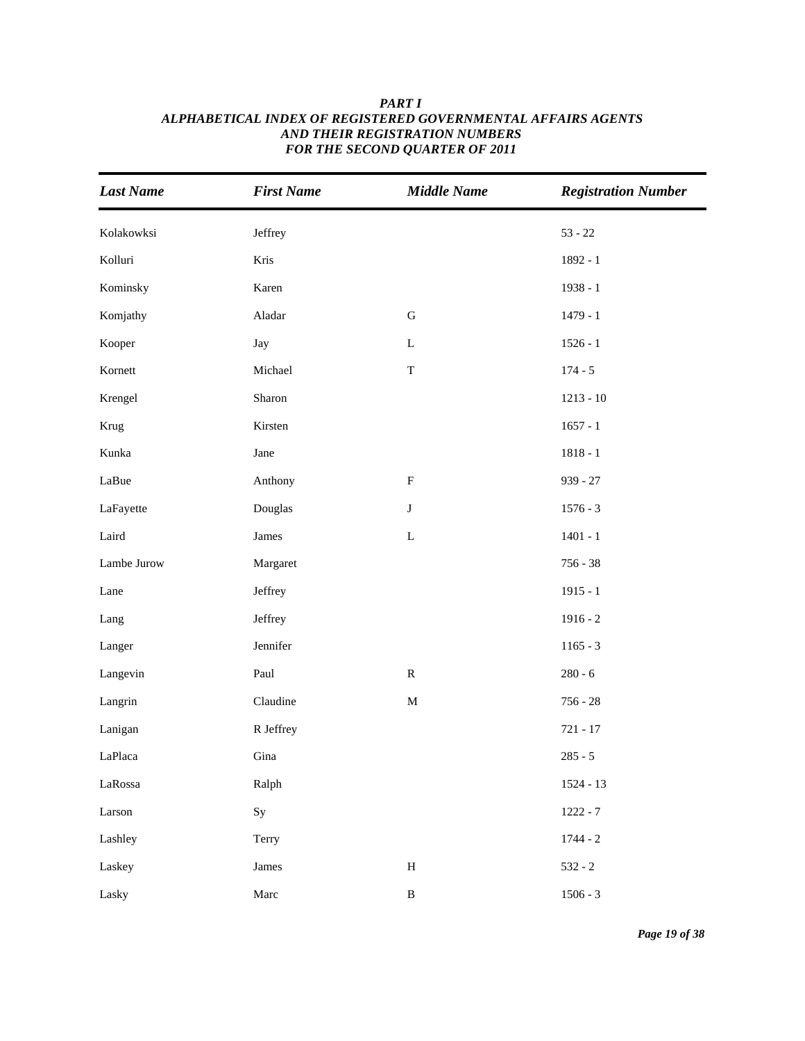***PART I***
***ALPHABETICAL INDEX OF REGISTERED GOVERNMENTAL AFFAIRS AGENTS***
***AND THEIR REGISTRATION NUMBERS***
***FOR THE SECOND QUARTER OF 2011***

| *Last Name* | *First Name* | *Middle Name* | *Registration Number* |
|---|---|---|---|
| Kolakowksi | Jeffrey | | 53 - 22 |
| Kolluri | Kris | | 1892 - 1 |
| Kominsky | Karen | | 1938 - 1 |
| Komjathy | Aladar | G | 1479 - 1 |
| Kooper | Jay | L | 1526 - 1 |
| Kornett | Michael | T | 174 - 5 |
| Krengel | Sharon | | 1213 - 10 |
| Krug | Kirsten | | 1657 - 1 |
| Kunka | Jane | | 1818 - 1 |
| LaBue | Anthony | F | 939 - 27 |
| LaFayette | Douglas | J | 1576 - 3 |
| Laird | James | L | 1401 - 1 |
| Lambe Jurow | Margaret | | 756 - 38 |
| Lane | Jeffrey | | 1915 - 1 |
| Lang | Jeffrey | | 1916 - 2 |
| Langer | Jennifer | | 1165 - 3 |
| Langevin | Paul | R | 280 - 6 |
| Langrin | Claudine | M | 756 - 28 |
| Lanigan | R Jeffrey | | 721 - 17 |
| LaPlaca | Gina | | 285 - 5 |
| LaRossa | Ralph | | 1524 - 13 |
| Larson | Sy | | 1222 - 7 |
| Lashley | Terry | | 1744 - 2 |
| Laskey | James | H | 532 - 2 |
| Lasky | Marc | B | 1506 - 3 |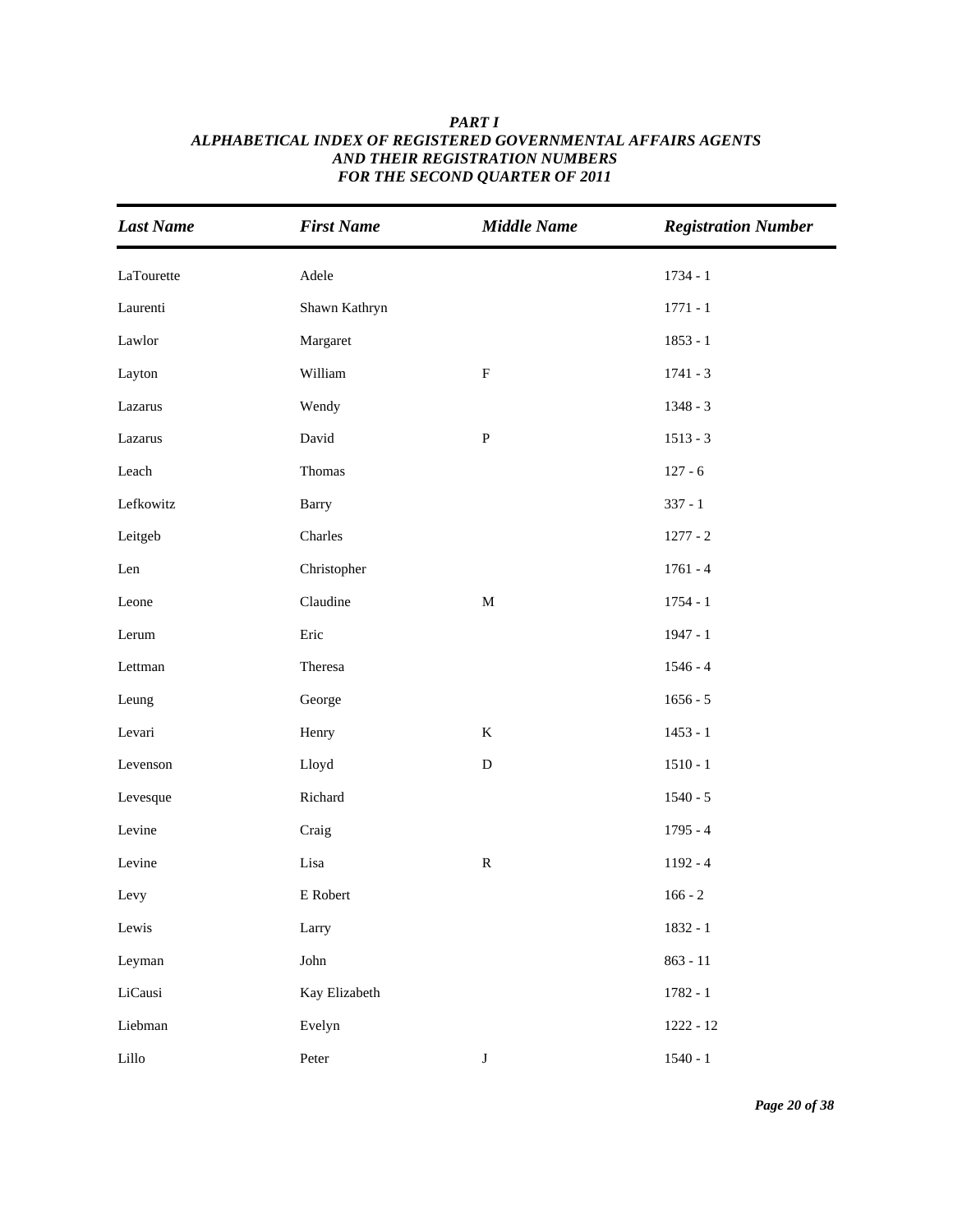***PART I***
***ALPHABETICAL INDEX OF REGISTERED GOVERNMENTAL AFFAIRS AGENTS***
***AND THEIR REGISTRATION NUMBERS***
***FOR THE SECOND QUARTER OF 2011***

| *Last Name* | *First Name* | *Middle Name* | *Registration Number* |
|---|---|---|---|
| LaTourette | Adele | | 1734 - 1 |
| Laurenti | Shawn Kathryn | | 1771 - 1 |
| Lawlor | Margaret | | 1853 - 1 |
| Layton | William | F | 1741 - 3 |
| Lazarus | Wendy | | 1348 - 3 |
| Lazarus | David | P | 1513 - 3 |
| Leach | Thomas | | 127 - 6 |
| Lefkowitz | Barry | | 337 - 1 |
| Leitgeb | Charles | | 1277 - 2 |
| Len | Christopher | | 1761 - 4 |
| Leone | Claudine | M | 1754 - 1 |
| Lerum | Eric | | 1947 - 1 |
| Lettman | Theresa | | 1546 - 4 |
| Leung | George | | 1656 - 5 |
| Levari | Henry | K | 1453 - 1 |
| Levenson | Lloyd | D | 1510 - 1 |
| Levesque | Richard | | 1540 - 5 |
| Levine | Craig | | 1795 - 4 |
| Levine | Lisa | R | 1192 - 4 |
| Levy | E Robert | | 166 - 2 |
| Lewis | Larry | | 1832 - 1 |
| Leyman | John | | 863 - 11 |
| LiCausi | Kay Elizabeth | | 1782 - 1 |
| Liebman | Evelyn | | 1222 - 12 |
| Lillo | Peter | J | 1540 - 1 |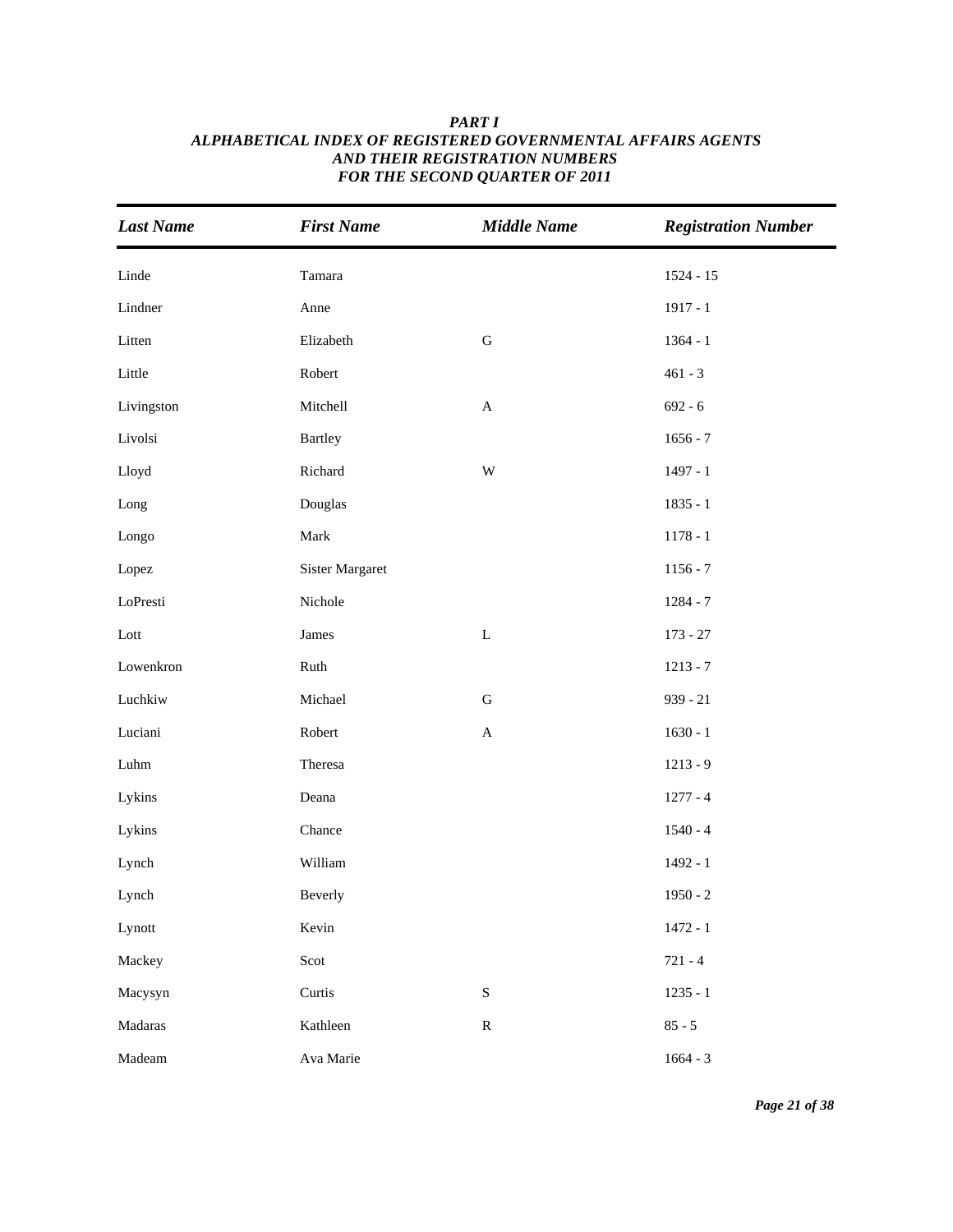**_PART I_**
**_ALPHABETICAL INDEX OF REGISTERED GOVERNMENTAL AFFAIRS AGENTS_**
**_AND THEIR REGISTRATION NUMBERS_**
**_FOR THE SECOND QUARTER OF 2011_**

| *Last Name* | *First Name* | *Middle Name* | *Registration Number* |
|---|---|---|---|
| Linde | Tamara | | 1524 - 15 |
| Lindner | Anne | | 1917 - 1 |
| Litten | Elizabeth | G | 1364 - 1 |
| Little | Robert | | 461 - 3 |
| Livingston | Mitchell | A | 692 - 6 |
| Livolsi | Bartley | | 1656 - 7 |
| Lloyd | Richard | W | 1497 - 1 |
| Long | Douglas | | 1835 - 1 |
| Longo | Mark | | 1178 - 1 |
| Lopez | Sister Margaret | | 1156 - 7 |
| LoPresti | Nichole | | 1284 - 7 |
| Lott | James | L | 173 - 27 |
| Lowenkron | Ruth | | 1213 - 7 |
| Luchkiw | Michael | G | 939 - 21 |
| Luciani | Robert | A | 1630 - 1 |
| Luhm | Theresa | | 1213 - 9 |
| Lykins | Deana | | 1277 - 4 |
| Lykins | Chance | | 1540 - 4 |
| Lynch | William | | 1492 - 1 |
| Lynch | Beverly | | 1950 - 2 |
| Lynott | Kevin | | 1472 - 1 |
| Mackey | Scot | | 721 - 4 |
| Macysyn | Curtis | S | 1235 - 1 |
| Madaras | Kathleen | R | 85 - 5 |
| Madeam | Ava Marie | | 1664 - 3 |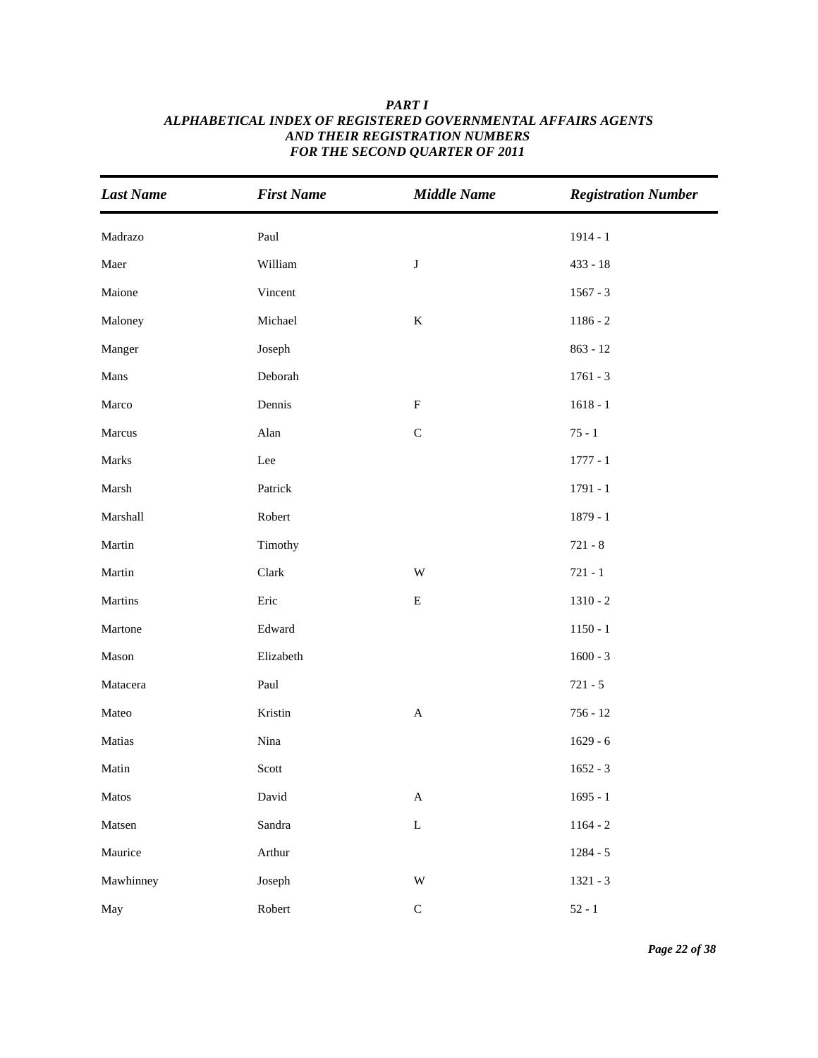# PART I
## ALPHABETICAL INDEX OF REGISTERED GOVERNMENTAL AFFAIRS AGENTS AND THEIR REGISTRATION NUMBERS FOR THE SECOND QUARTER OF 2011

| Last Name | First Name | Middle Name | Registration Number |
|---|---|---|---|
| Madrazo | Paul | | 1914 - 1 |
| Maer | William | J | 433 - 18 |
| Maione | Vincent | | 1567 - 3 |
| Maloney | Michael | K | 1186 - 2 |
| Manger | Joseph | | 863 - 12 |
| Mans | Deborah | | 1761 - 3 |
| Marco | Dennis | F | 1618 - 1 |
| Marcus | Alan | C | 75 - 1 |
| Marks | Lee | | 1777 - 1 |
| Marsh | Patrick | | 1791 - 1 |
| Marshall | Robert | | 1879 - 1 |
| Martin | Timothy | | 721 - 8 |
| Martin | Clark | W | 721 - 1 |
| Martins | Eric | E | 1310 - 2 |
| Martone | Edward | | 1150 - 1 |
| Mason | Elizabeth | | 1600 - 3 |
| Matacera | Paul | | 721 - 5 |
| Mateo | Kristin | A | 756 - 12 |
| Matias | Nina | | 1629 - 6 |
| Matin | Scott | | 1652 - 3 |
| Matos | David | A | 1695 - 1 |
| Matsen | Sandra | L | 1164 - 2 |
| Maurice | Arthur | | 1284 - 5 |
| Mawhinney | Joseph | W | 1321 - 3 |
| May | Robert | C | 52 - 1 |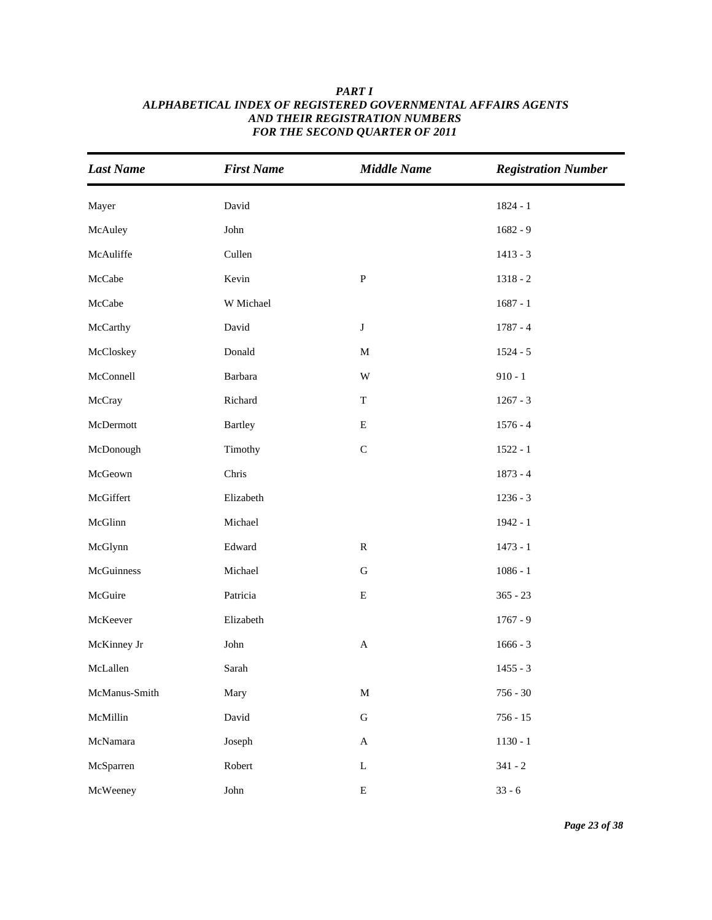# *PART I*
## *ALPHABETICAL INDEX OF REGISTERED GOVERNMENTAL AFFAIRS AGENTS AND THEIR REGISTRATION NUMBERS FOR THE SECOND QUARTER OF 2011*

| *Last Name* | *First Name* | *Middle Name* | *Registration Number* |
|---|---|---|---|
| Mayer | David | | 1824 - 1 |
| McAuley | John | | 1682 - 9 |
| McAuliffe | Cullen | | 1413 - 3 |
| McCabe | Kevin | P | 1318 - 2 |
| McCabe | W Michael | | 1687 - 1 |
| McCarthy | David | J | 1787 - 4 |
| McCloskey | Donald | M | 1524 - 5 |
| McConnell | Barbara | W | 910 - 1 |
| McCray | Richard | T | 1267 - 3 |
| McDermott | Bartley | E | 1576 - 4 |
| McDonough | Timothy | C | 1522 - 1 |
| McGeown | Chris | | 1873 - 4 |
| McGiffert | Elizabeth | | 1236 - 3 |
| McGlinn | Michael | | 1942 - 1 |
| McGlynn | Edward | R | 1473 - 1 |
| McGuinness | Michael | G | 1086 - 1 |
| McGuire | Patricia | E | 365 - 23 |
| McKeever | Elizabeth | | 1767 - 9 |
| McKinney Jr | John | A | 1666 - 3 |
| McLallen | Sarah | | 1455 - 3 |
| McManus-Smith | Mary | M | 756 - 30 |
| McMillin | David | G | 756 - 15 |
| McNamara | Joseph | A | 1130 - 1 |
| McSparren | Robert | L | 341 - 2 |
| McWeeney | John | E | 33 - 6 |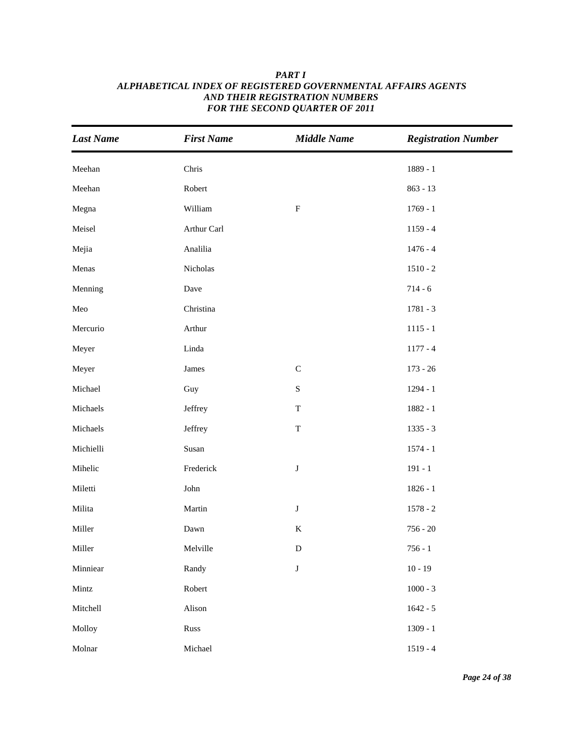***PART I***
***ALPHABETICAL INDEX OF REGISTERED GOVERNMENTAL AFFAIRS AGENTS***
***AND THEIR REGISTRATION NUMBERS***
***FOR THE SECOND QUARTER OF 2011***

| *Last Name* | *First Name* | *Middle Name* | *Registration Number* |
|---|---|---|---|
| Meehan | Chris | | 1889 - 1 |
| Meehan | Robert | | 863 - 13 |
| Megna | William | F | 1769 - 1 |
| Meisel | Arthur Carl | | 1159 - 4 |
| Mejia | Analilia | | 1476 - 4 |
| Menas | Nicholas | | 1510 - 2 |
| Menning | Dave | | 714 - 6 |
| Meo | Christina | | 1781 - 3 |
| Mercurio | Arthur | | 1115 - 1 |
| Meyer | Linda | | 1177 - 4 |
| Meyer | James | C | 173 - 26 |
| Michael | Guy | S | 1294 - 1 |
| Michaels | Jeffrey | T | 1882 - 1 |
| Michaels | Jeffrey | T | 1335 - 3 |
| Michielli | Susan | | 1574 - 1 |
| Mihelic | Frederick | J | 191 - 1 |
| Miletti | John | | 1826 - 1 |
| Milita | Martin | J | 1578 - 2 |
| Miller | Dawn | K | 756 - 20 |
| Miller | Melville | D | 756 - 1 |
| Minniear | Randy | J | 10 - 19 |
| Mintz | Robert | | 1000 - 3 |
| Mitchell | Alison | | 1642 - 5 |
| Molloy | Russ | | 1309 - 1 |
| Molnar | Michael | | 1519 - 4 |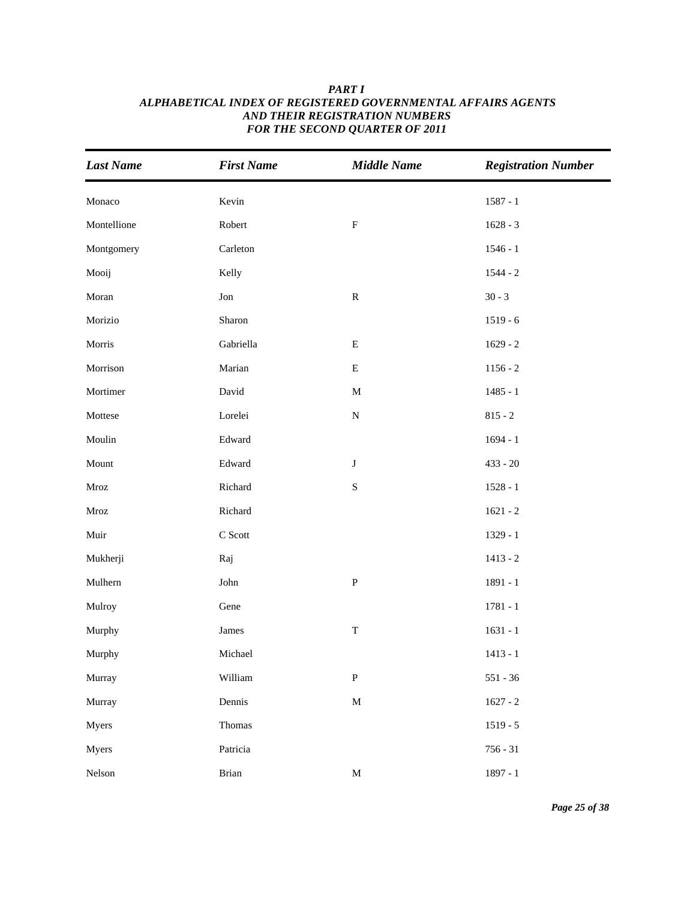***PART I***
***ALPHABETICAL INDEX OF REGISTERED GOVERNMENTAL AFFAIRS AGENTS***
***AND THEIR REGISTRATION NUMBERS***
***FOR THE SECOND QUARTER OF 2011***

| *Last Name* | *First Name* | *Middle Name* | *Registration Number* |
|---|---|---|---|
| Monaco | Kevin | | 1587 - 1 |
| Montellione | Robert | F | 1628 - 3 |
| Montgomery | Carleton | | 1546 - 1 |
| Mooij | Kelly | | 1544 - 2 |
| Moran | Jon | R | 30 - 3 |
| Morizio | Sharon | | 1519 - 6 |
| Morris | Gabriella | E | 1629 - 2 |
| Morrison | Marian | E | 1156 - 2 |
| Mortimer | David | M | 1485 - 1 |
| Mottese | Lorelei | N | 815 - 2 |
| Moulin | Edward | | 1694 - 1 |
| Mount | Edward | J | 433 - 20 |
| Mroz | Richard | S | 1528 - 1 |
| Mroz | Richard | | 1621 - 2 |
| Muir | C Scott | | 1329 - 1 |
| Mukherji | Raj | | 1413 - 2 |
| Mulhern | John | P | 1891 - 1 |
| Mulroy | Gene | | 1781 - 1 |
| Murphy | James | T | 1631 - 1 |
| Murphy | Michael | | 1413 - 1 |
| Murray | William | P | 551 - 36 |
| Murray | Dennis | M | 1627 - 2 |
| Myers | Thomas | | 1519 - 5 |
| Myers | Patricia | | 756 - 31 |
| Nelson | Brian | M | 1897 - 1 |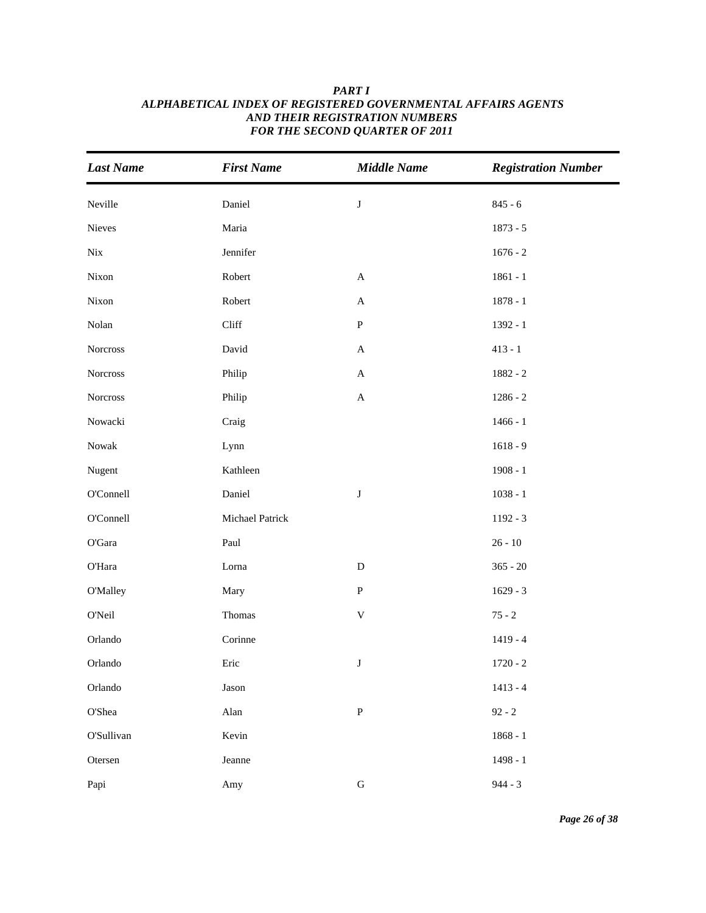***PART I***
***ALPHABETICAL INDEX OF REGISTERED GOVERNMENTAL AFFAIRS AGENTS***
***AND THEIR REGISTRATION NUMBERS***
***FOR THE SECOND QUARTER OF 2011***

| *Last Name* | *First Name* | *Middle Name* | *Registration Number* |
|---|---|---|---|
| Neville | Daniel | J | 845 - 6 |
| Nieves | Maria | | 1873 - 5 |
| Nix | Jennifer | | 1676 - 2 |
| Nixon | Robert | A | 1861 - 1 |
| Nixon | Robert | A | 1878 - 1 |
| Nolan | Cliff | P | 1392 - 1 |
| Norcross | David | A | 413 - 1 |
| Norcross | Philip | A | 1882 - 2 |
| Norcross | Philip | A | 1286 - 2 |
| Nowacki | Craig | | 1466 - 1 |
| Nowak | Lynn | | 1618 - 9 |
| Nugent | Kathleen | | 1908 - 1 |
| O'Connell | Daniel | J | 1038 - 1 |
| O'Connell | Michael Patrick | | 1192 - 3 |
| O'Gara | Paul | | 26 - 10 |
| O'Hara | Lorna | D | 365 - 20 |
| O'Malley | Mary | P | 1629 - 3 |
| O'Neil | Thomas | V | 75 - 2 |
| Orlando | Corinne | | 1419 - 4 |
| Orlando | Eric | J | 1720 - 2 |
| Orlando | Jason | | 1413 - 4 |
| O'Shea | Alan | P | 92 - 2 |
| O'Sullivan | Kevin | | 1868 - 1 |
| Otersen | Jeanne | | 1498 - 1 |
| Papi | Amy | G | 944 - 3 |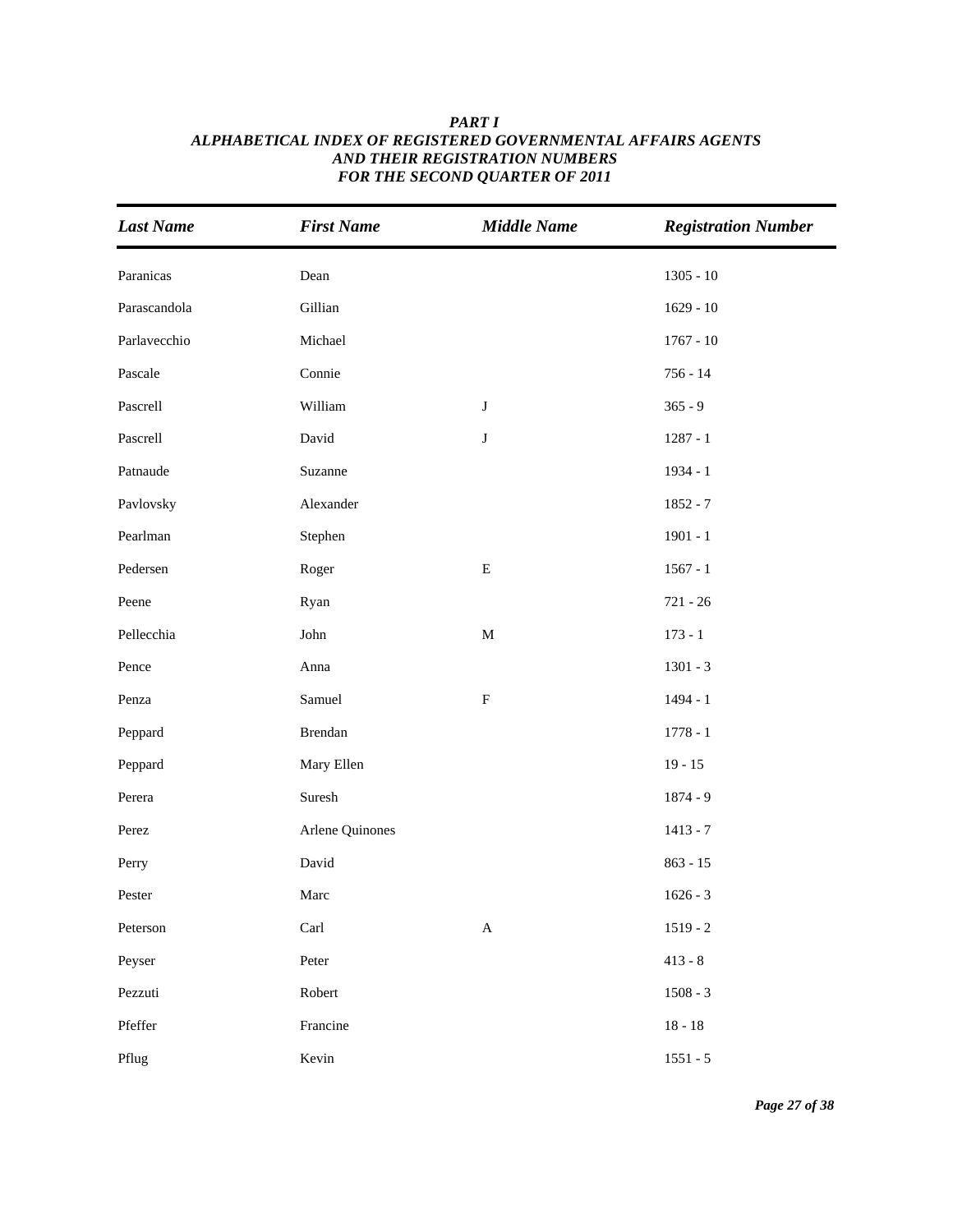***PART I***
***ALPHABETICAL INDEX OF REGISTERED GOVERNMENTAL AFFAIRS AGENTS***
***AND THEIR REGISTRATION NUMBERS***
***FOR THE SECOND QUARTER OF 2011***

| *Last Name* | *First Name* | *Middle Name* | *Registration Number* |
|---|---|---|---|
| Paranicas | Dean | | 1305 - 10 |
| Parascandola | Gillian | | 1629 - 10 |
| Parlavecchio | Michael | | 1767 - 10 |
| Pascale | Connie | | 756 - 14 |
| Pascrell | William | J | 365 - 9 |
| Pascrell | David | J | 1287 - 1 |
| Patnaude | Suzanne | | 1934 - 1 |
| Pavlovsky | Alexander | | 1852 - 7 |
| Pearlman | Stephen | | 1901 - 1 |
| Pedersen | Roger | E | 1567 - 1 |
| Peene | Ryan | | 721 - 26 |
| Pellecchia | John | M | 173 - 1 |
| Pence | Anna | | 1301 - 3 |
| Penza | Samuel | F | 1494 - 1 |
| Peppard | Brendan | | 1778 - 1 |
| Peppard | Mary Ellen | | 19 - 15 |
| Perera | Suresh | | 1874 - 9 |
| Perez | Arlene Quinones | | 1413 - 7 |
| Perry | David | | 863 - 15 |
| Pester | Marc | | 1626 - 3 |
| Peterson | Carl | A | 1519 - 2 |
| Peyser | Peter | | 413 - 8 |
| Pezzuti | Robert | | 1508 - 3 |
| Pfeffer | Francine | | 18 - 18 |
| Pflug | Kevin | | 1551 - 5 |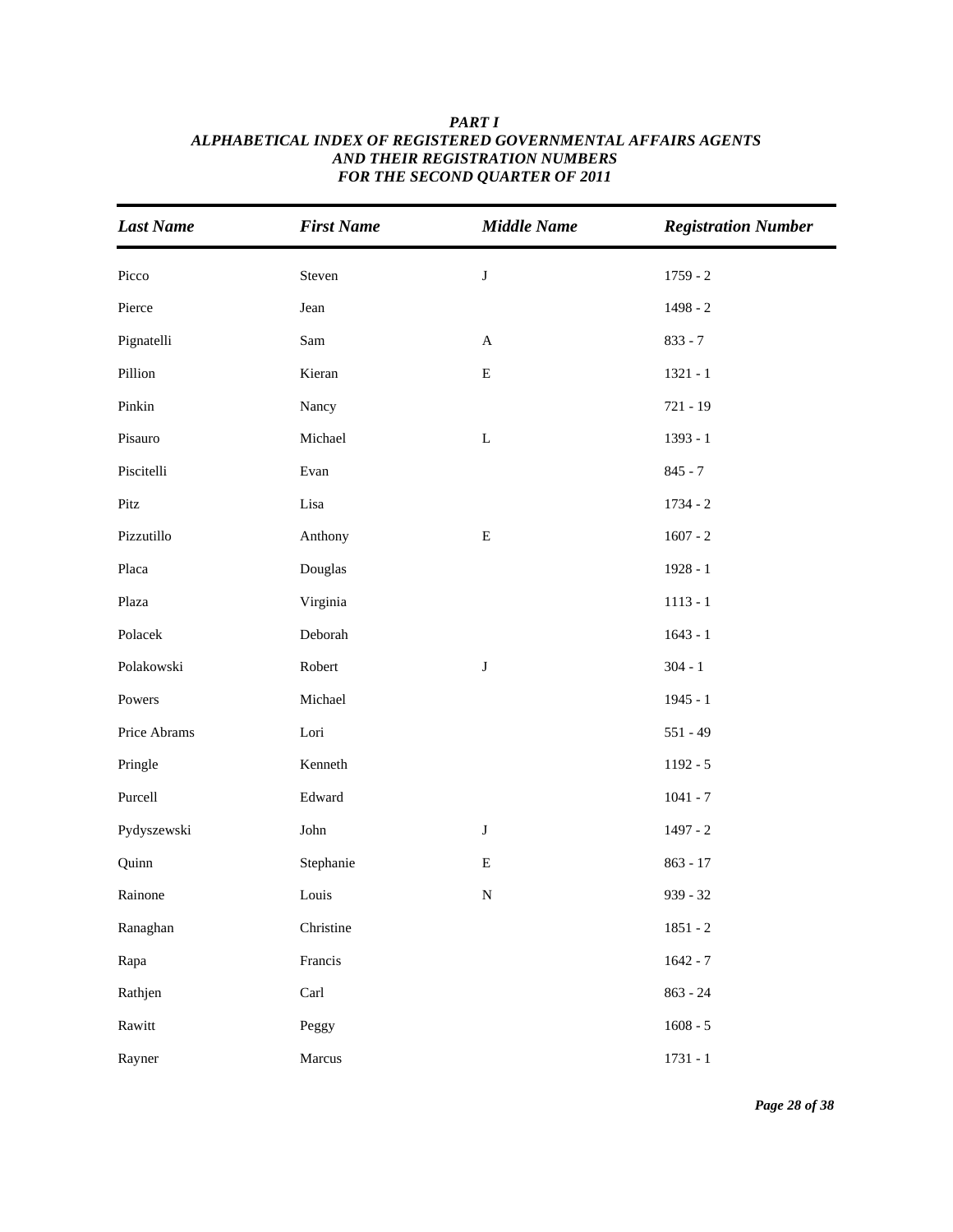# *PART I*
## *ALPHABETICAL INDEX OF REGISTERED GOVERNMENTAL AFFAIRS AGENTS AND THEIR REGISTRATION NUMBERS FOR THE SECOND QUARTER OF 2011*

| *Last Name* | *First Name* | *Middle Name* | *Registration Number* |
|---|---|---|---|
| Picco | Steven | J | 1759 - 2 |
| Pierce | Jean | | 1498 - 2 |
| Pignatelli | Sam | A | 833 - 7 |
| Pillion | Kieran | E | 1321 - 1 |
| Pinkin | Nancy | | 721 - 19 |
| Pisauro | Michael | L | 1393 - 1 |
| Piscitelli | Evan | | 845 - 7 |
| Pitz | Lisa | | 1734 - 2 |
| Pizzutillo | Anthony | E | 1607 - 2 |
| Placa | Douglas | | 1928 - 1 |
| Plaza | Virginia | | 1113 - 1 |
| Polacek | Deborah | | 1643 - 1 |
| Polakowski | Robert | J | 304 - 1 |
| Powers | Michael | | 1945 - 1 |
| Price Abrams | Lori | | 551 - 49 |
| Pringle | Kenneth | | 1192 - 5 |
| Purcell | Edward | | 1041 - 7 |
| Pydyszewski | John | J | 1497 - 2 |
| Quinn | Stephanie | E | 863 - 17 |
| Rainone | Louis | N | 939 - 32 |
| Ranaghan | Christine | | 1851 - 2 |
| Rapa | Francis | | 1642 - 7 |
| Rathjen | Carl | | 863 - 24 |
| Rawitt | Peggy | | 1608 - 5 |
| Rayner | Marcus | | 1731 - 1 |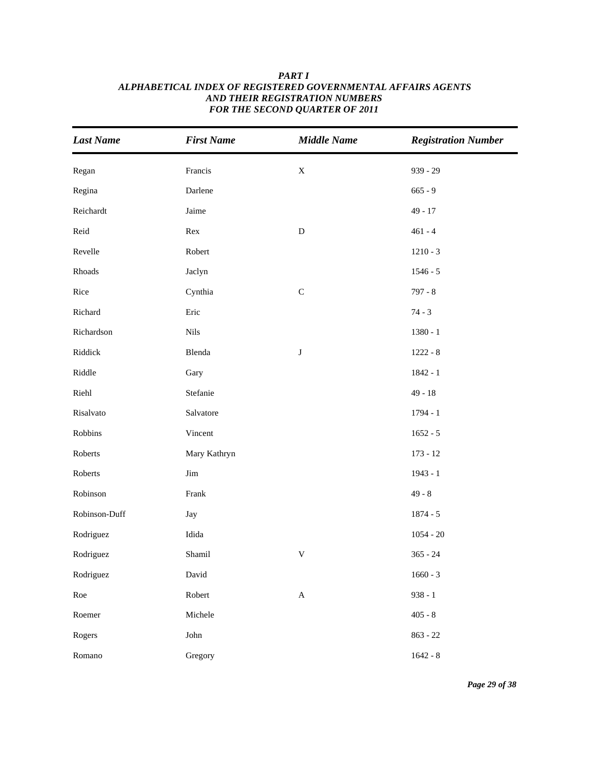***PART I***
***ALPHABETICAL INDEX OF REGISTERED GOVERNMENTAL AFFAIRS AGENTS***
***AND THEIR REGISTRATION NUMBERS***
***FOR THE SECOND QUARTER OF 2011***

| *Last Name* | *First Name* | *Middle Name* | *Registration Number* |
|---|---|---|---|
| Regan | Francis | X | 939 - 29 |
| Regina | Darlene | | 665 - 9 |
| Reichardt | Jaime | | 49 - 17 |
| Reid | Rex | D | 461 - 4 |
| Revelle | Robert | | 1210 - 3 |
| Rhoads | Jaclyn | | 1546 - 5 |
| Rice | Cynthia | C | 797 - 8 |
| Richard | Eric | | 74 - 3 |
| Richardson | Nils | | 1380 - 1 |
| Riddick | Blenda | J | 1222 - 8 |
| Riddle | Gary | | 1842 - 1 |
| Riehl | Stefanie | | 49 - 18 |
| Risalvato | Salvatore | | 1794 - 1 |
| Robbins | Vincent | | 1652 - 5 |
| Roberts | Mary Kathryn | | 173 - 12 |
| Roberts | Jim | | 1943 - 1 |
| Robinson | Frank | | 49 - 8 |
| Robinson-Duff | Jay | | 1874 - 5 |
| Rodriguez | Idida | | 1054 - 20 |
| Rodriguez | Shamil | V | 365 - 24 |
| Rodriguez | David | | 1660 - 3 |
| Roe | Robert | A | 938 - 1 |
| Roemer | Michele | | 405 - 8 |
| Rogers | John | | 863 - 22 |
| Romano | Gregory | | 1642 - 8 |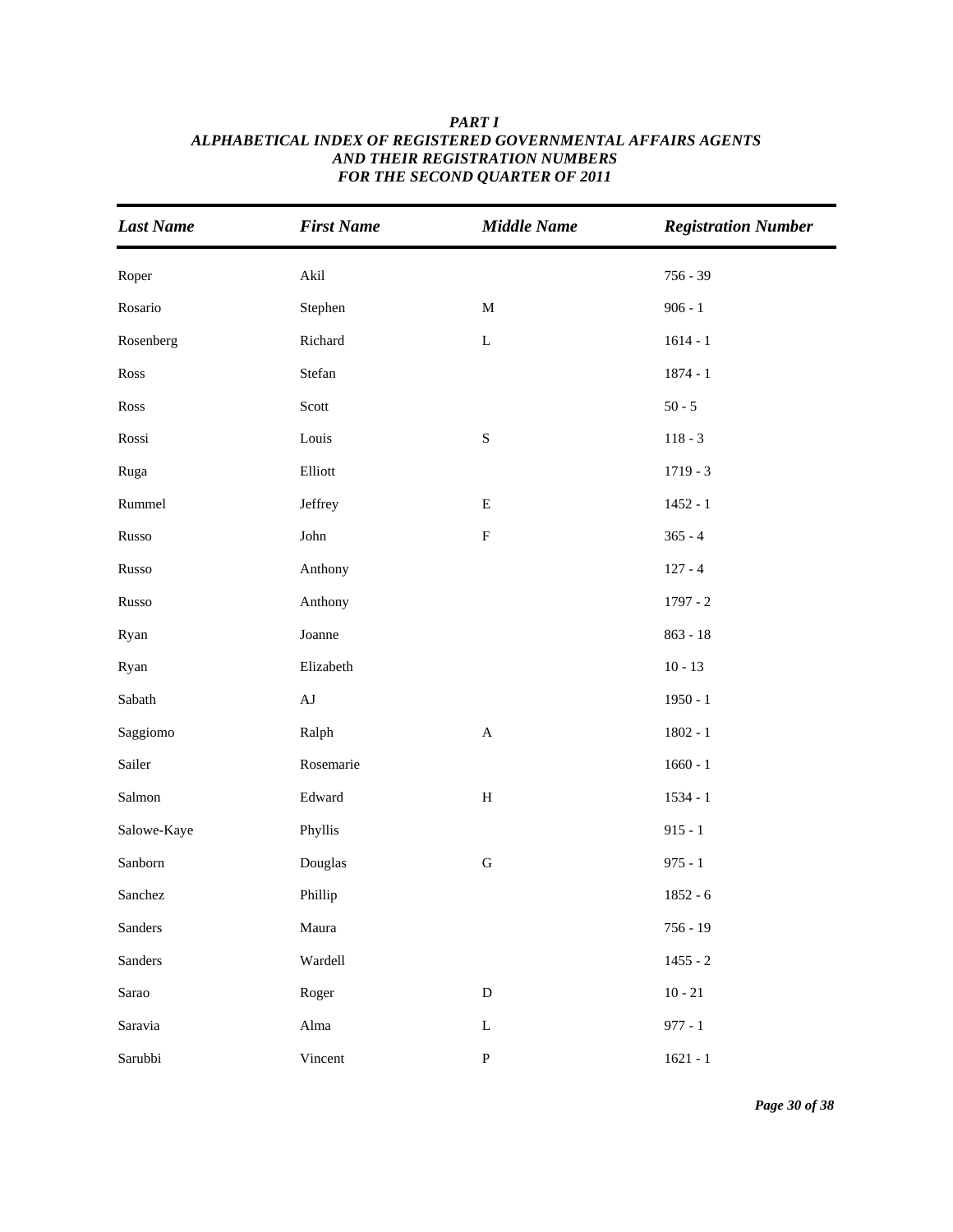***PART I***
***ALPHABETICAL INDEX OF REGISTERED GOVERNMENTAL AFFAIRS AGENTS***
***AND THEIR REGISTRATION NUMBERS***
***FOR THE SECOND QUARTER OF 2011***

| *Last Name* | *First Name* | *Middle Name* | *Registration Number* |
|---|---|---|---|
| Roper | Akil | | 756 - 39 |
| Rosario | Stephen | M | 906 - 1 |
| Rosenberg | Richard | L | 1614 - 1 |
| Ross | Stefan | | 1874 - 1 |
| Ross | Scott | | 50 - 5 |
| Rossi | Louis | S | 118 - 3 |
| Ruga | Elliott | | 1719 - 3 |
| Rummel | Jeffrey | E | 1452 - 1 |
| Russo | John | F | 365 - 4 |
| Russo | Anthony | | 127 - 4 |
| Russo | Anthony | | 1797 - 2 |
| Ryan | Joanne | | 863 - 18 |
| Ryan | Elizabeth | | 10 - 13 |
| Sabath | AJ | | 1950 - 1 |
| Saggiomo | Ralph | A | 1802 - 1 |
| Sailer | Rosemarie | | 1660 - 1 |
| Salmon | Edward | H | 1534 - 1 |
| Salowe-Kaye | Phyllis | | 915 - 1 |
| Sanborn | Douglas | G | 975 - 1 |
| Sanchez | Phillip | | 1852 - 6 |
| Sanders | Maura | | 756 - 19 |
| Sanders | Wardell | | 1455 - 2 |
| Sarao | Roger | D | 10 - 21 |
| Saravia | Alma | L | 977 - 1 |
| Sarubbi | Vincent | P | 1621 - 1 |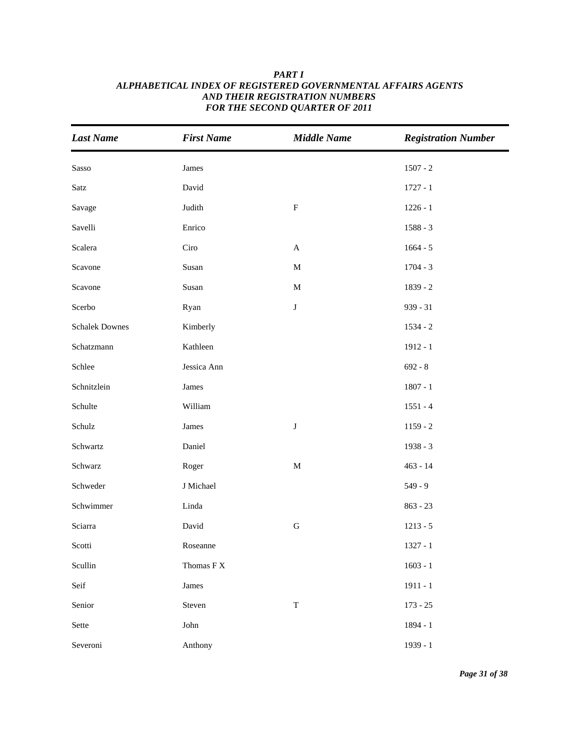***PART I***
***ALPHABETICAL INDEX OF REGISTERED GOVERNMENTAL AFFAIRS AGENTS***
***AND THEIR REGISTRATION NUMBERS***
***FOR THE SECOND QUARTER OF 2011***

| *Last Name* | *First Name* | *Middle Name* | *Registration Number* |
|---|---|---|---|
| Sasso | James | | 1507 - 2 |
| Satz | David | | 1727 - 1 |
| Savage | Judith | F | 1226 - 1 |
| Savelli | Enrico | | 1588 - 3 |
| Scalera | Ciro | A | 1664 - 5 |
| Scavone | Susan | M | 1704 - 3 |
| Scavone | Susan | M | 1839 - 2 |
| Scerbo | Ryan | J | 939 - 31 |
| Schalek Downes | Kimberly | | 1534 - 2 |
| Schatzmann | Kathleen | | 1912 - 1 |
| Schlee | Jessica Ann | | 692 - 8 |
| Schnitzlein | James | | 1807 - 1 |
| Schulte | William | | 1551 - 4 |
| Schulz | James | J | 1159 - 2 |
| Schwartz | Daniel | | 1938 - 3 |
| Schwarz | Roger | M | 463 - 14 |
| Schweder | J Michael | | 549 - 9 |
| Schwimmer | Linda | | 863 - 23 |
| Sciarra | David | G | 1213 - 5 |
| Scotti | Roseanne | | 1327 - 1 |
| Scullin | Thomas F X | | 1603 - 1 |
| Seif | James | | 1911 - 1 |
| Senior | Steven | T | 173 - 25 |
| Sette | John | | 1894 - 1 |
| Severoni | Anthony | | 1939 - 1 |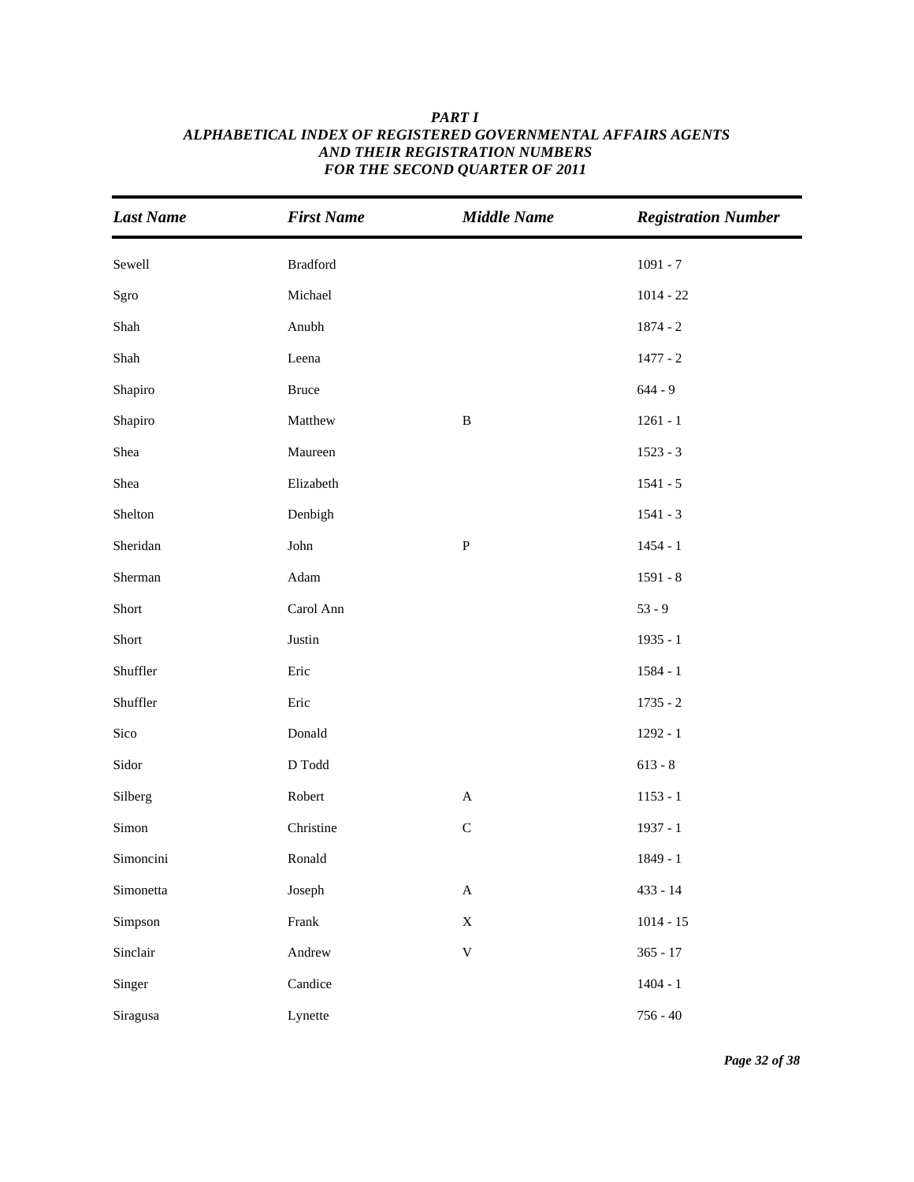***PART I***
***ALPHABETICAL INDEX OF REGISTERED GOVERNMENTAL AFFAIRS AGENTS***
***AND THEIR REGISTRATION NUMBERS***
***FOR THE SECOND QUARTER OF 2011***

| *Last Name* | *First Name* | *Middle Name* | *Registration Number* |
|---|---|---|---|
| Sewell | Bradford | | 1091 - 7 |
| Sgro | Michael | | 1014 - 22 |
| Shah | Anubh | | 1874 - 2 |
| Shah | Leena | | 1477 - 2 |
| Shapiro | Bruce | | 644 - 9 |
| Shapiro | Matthew | B | 1261 - 1 |
| Shea | Maureen | | 1523 - 3 |
| Shea | Elizabeth | | 1541 - 5 |
| Shelton | Denbigh | | 1541 - 3 |
| Sheridan | John | P | 1454 - 1 |
| Sherman | Adam | | 1591 - 8 |
| Short | Carol Ann | | 53 - 9 |
| Short | Justin | | 1935 - 1 |
| Shuffler | Eric | | 1584 - 1 |
| Shuffler | Eric | | 1735 - 2 |
| Sico | Donald | | 1292 - 1 |
| Sidor | D Todd | | 613 - 8 |
| Silberg | Robert | A | 1153 - 1 |
| Simon | Christine | C | 1937 - 1 |
| Simoncini | Ronald | | 1849 - 1 |
| Simonetta | Joseph | A | 433 - 14 |
| Simpson | Frank | X | 1014 - 15 |
| Sinclair | Andrew | V | 365 - 17 |
| Singer | Candice | | 1404 - 1 |
| Siragusa | Lynette | | 756 - 40 |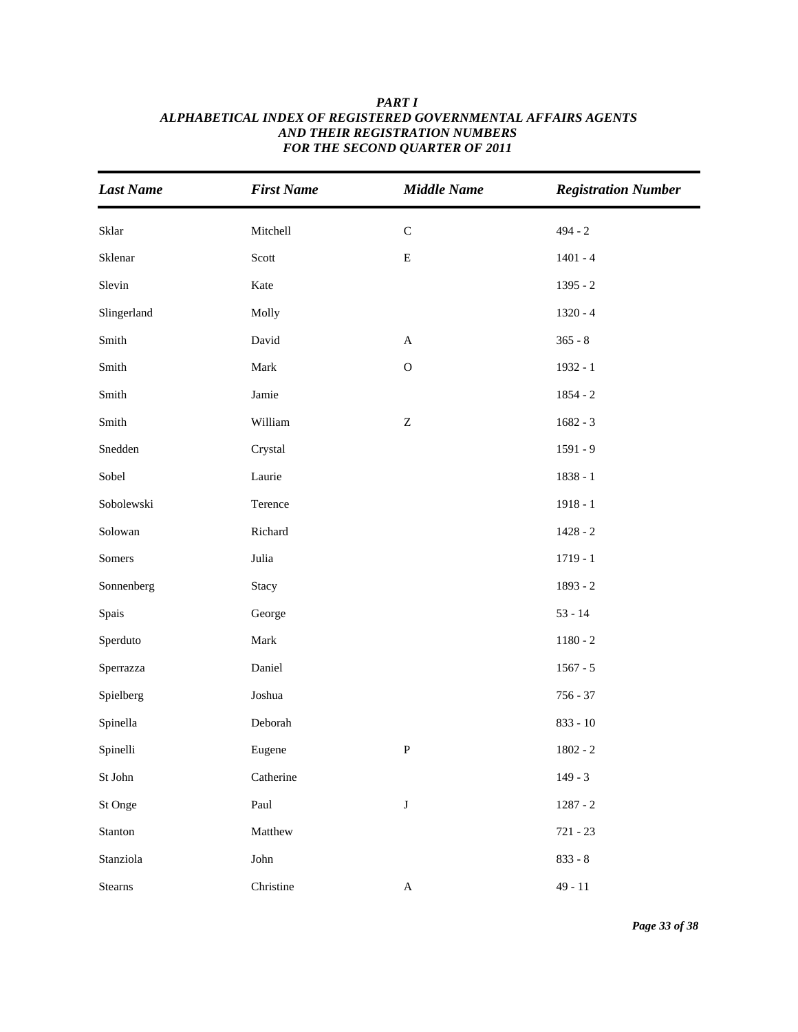***PART I***
***ALPHABETICAL INDEX OF REGISTERED GOVERNMENTAL AFFAIRS AGENTS***
***AND THEIR REGISTRATION NUMBERS***
***FOR THE SECOND QUARTER OF 2011***

| *Last Name* | *First Name* | *Middle Name* | *Registration Number* |
|---|---|---|---|
| Sklar | Mitchell | C | 494 - 2 |
| Sklenar | Scott | E | 1401 - 4 |
| Slevin | Kate | | 1395 - 2 |
| Slingerland | Molly | | 1320 - 4 |
| Smith | David | A | 365 - 8 |
| Smith | Mark | O | 1932 - 1 |
| Smith | Jamie | | 1854 - 2 |
| Smith | William | Z | 1682 - 3 |
| Snedden | Crystal | | 1591 - 9 |
| Sobel | Laurie | | 1838 - 1 |
| Sobolewski | Terence | | 1918 - 1 |
| Solowan | Richard | | 1428 - 2 |
| Somers | Julia | | 1719 - 1 |
| Sonnenberg | Stacy | | 1893 - 2 |
| Spais | George | | 53 - 14 |
| Sperduto | Mark | | 1180 - 2 |
| Sperrazza | Daniel | | 1567 - 5 |
| Spielberg | Joshua | | 756 - 37 |
| Spinella | Deborah | | 833 - 10 |
| Spinelli | Eugene | P | 1802 - 2 |
| St John | Catherine | | 149 - 3 |
| St Onge | Paul | J | 1287 - 2 |
| Stanton | Matthew | | 721 - 23 |
| Stanziola | John | | 833 - 8 |
| Stearns | Christine | A | 49 - 11 |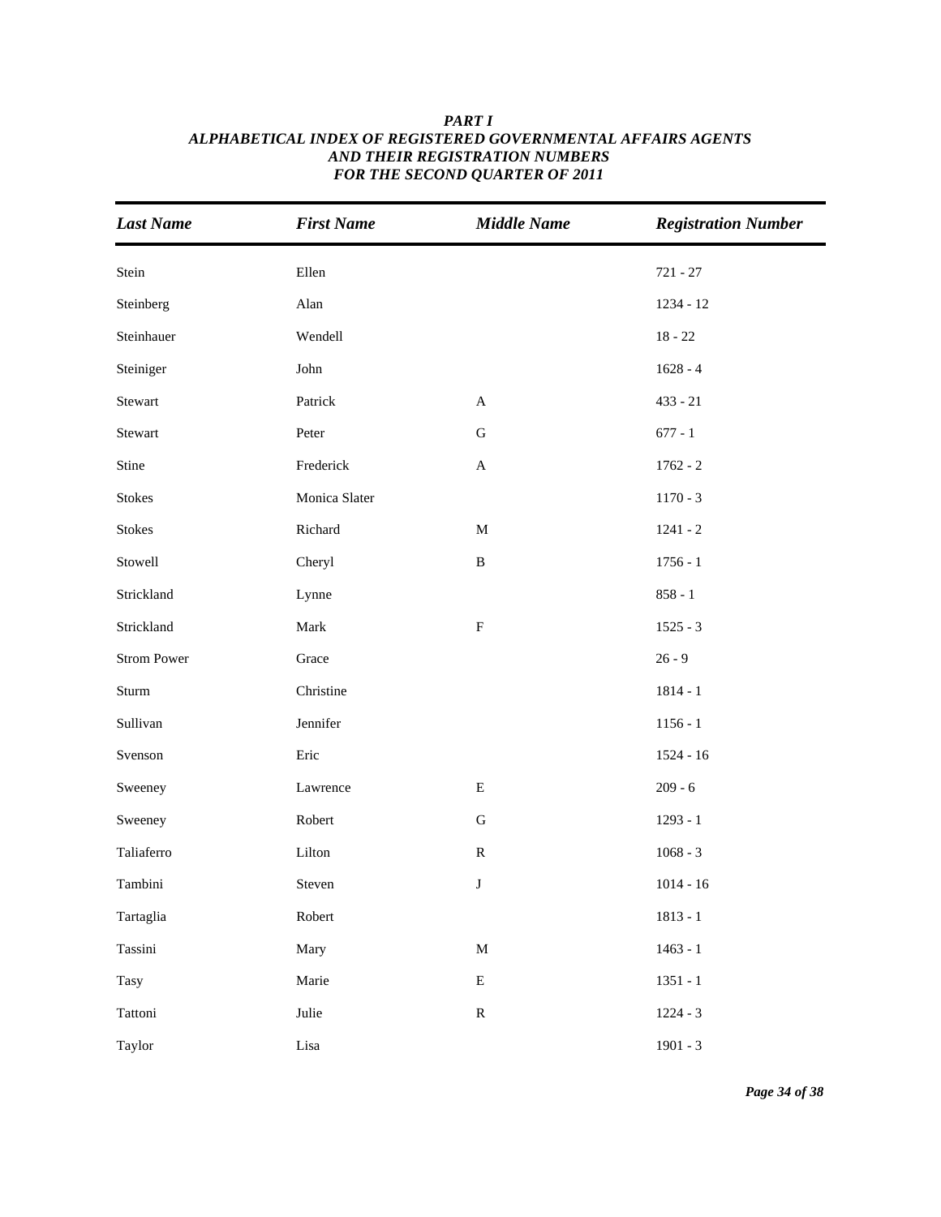***PART I***
***ALPHABETICAL INDEX OF REGISTERED GOVERNMENTAL AFFAIRS AGENTS***
***AND THEIR REGISTRATION NUMBERS***
***FOR THE SECOND QUARTER OF 2011***

| *Last Name* | *First Name* | *Middle Name* | *Registration Number* |
|---|---|---|---|
| Stein | Ellen | | 721 - 27 |
| Steinberg | Alan | | 1234 - 12 |
| Steinhauer | Wendell | | 18 - 22 |
| Steiniger | John | | 1628 - 4 |
| Stewart | Patrick | A | 433 - 21 |
| Stewart | Peter | G | 677 - 1 |
| Stine | Frederick | A | 1762 - 2 |
| Stokes | Monica Slater | | 1170 - 3 |
| Stokes | Richard | M | 1241 - 2 |
| Stowell | Cheryl | B | 1756 - 1 |
| Strickland | Lynne | | 858 - 1 |
| Strickland | Mark | F | 1525 - 3 |
| Strom Power | Grace | | 26 - 9 |
| Sturm | Christine | | 1814 - 1 |
| Sullivan | Jennifer | | 1156 - 1 |
| Svenson | Eric | | 1524 - 16 |
| Sweeney | Lawrence | E | 209 - 6 |
| Sweeney | Robert | G | 1293 - 1 |
| Taliaferro | Lilton | R | 1068 - 3 |
| Tambini | Steven | J | 1014 - 16 |
| Tartaglia | Robert | | 1813 - 1 |
| Tassini | Mary | M | 1463 - 1 |
| Tasy | Marie | E | 1351 - 1 |
| Tattoni | Julie | R | 1224 - 3 |
| Taylor | Lisa | | 1901 - 3 |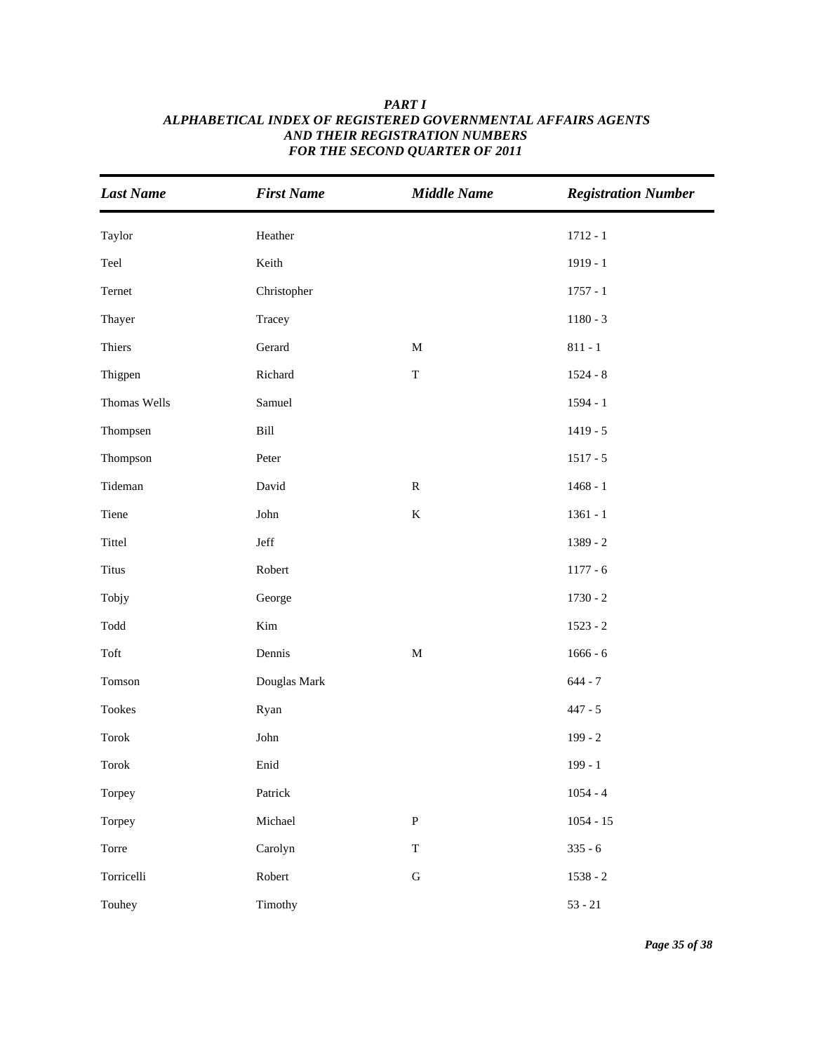***PART I***
***ALPHABETICAL INDEX OF REGISTERED GOVERNMENTAL AFFAIRS AGENTS***
***AND THEIR REGISTRATION NUMBERS***
***FOR THE SECOND QUARTER OF 2011***

| *Last Name* | *First Name* | *Middle Name* | *Registration Number* |
|---|---|---|---|
| Taylor | Heather | | 1712 - 1 |
| Teel | Keith | | 1919 - 1 |
| Ternet | Christopher | | 1757 - 1 |
| Thayer | Tracey | | 1180 - 3 |
| Thiers | Gerard | M | 811 - 1 |
| Thigpen | Richard | T | 1524 - 8 |
| Thomas Wells | Samuel | | 1594 - 1 |
| Thompsen | Bill | | 1419 - 5 |
| Thompson | Peter | | 1517 - 5 |
| Tideman | David | R | 1468 - 1 |
| Tiene | John | K | 1361 - 1 |
| Tittel | Jeff | | 1389 - 2 |
| Titus | Robert | | 1177 - 6 |
| Tobjy | George | | 1730 - 2 |
| Todd | Kim | | 1523 - 2 |
| Toft | Dennis | M | 1666 - 6 |
| Tomson | Douglas Mark | | 644 - 7 |
| Tookes | Ryan | | 447 - 5 |
| Torok | John | | 199 - 2 |
| Torok | Enid | | 199 - 1 |
| Torpey | Patrick | | 1054 - 4 |
| Torpey | Michael | P | 1054 - 15 |
| Torre | Carolyn | T | 335 - 6 |
| Torricelli | Robert | G | 1538 - 2 |
| Touhey | Timothy | | 53 - 21 |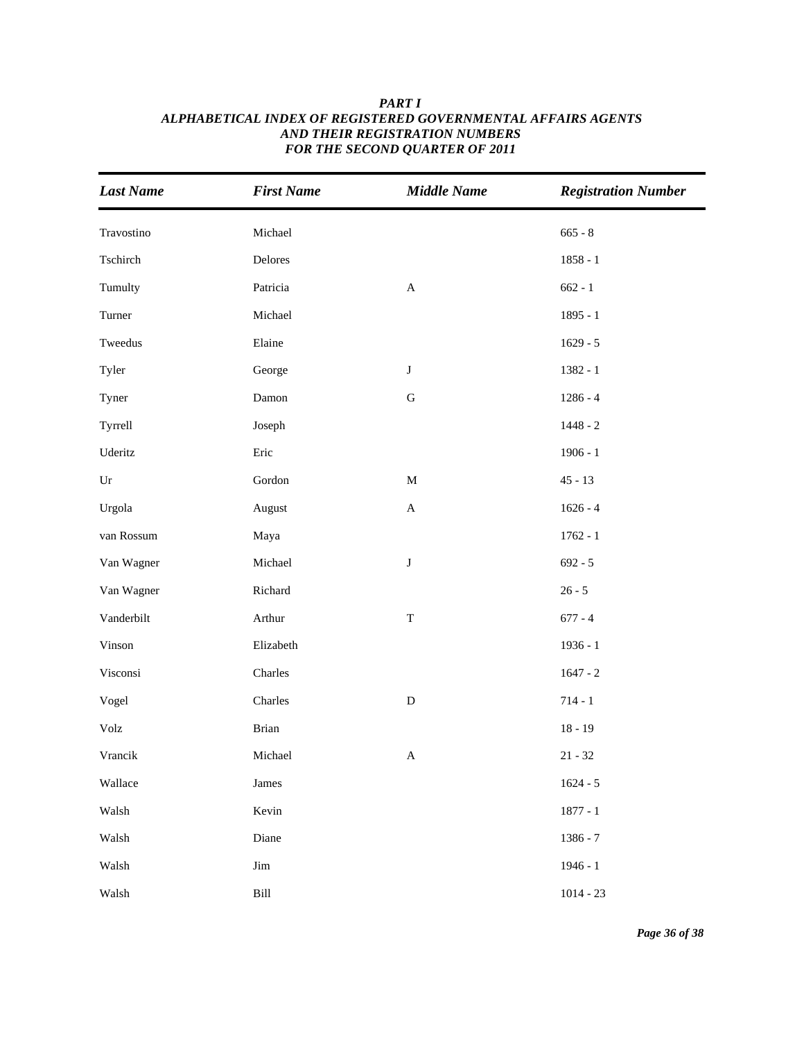***PART I***
***ALPHABETICAL INDEX OF REGISTERED GOVERNMENTAL AFFAIRS AGENTS***
***AND THEIR REGISTRATION NUMBERS***
***FOR THE SECOND QUARTER OF 2011***

| *Last Name* | *First Name* | *Middle Name* | *Registration Number* |
|---|---|---|---|
| Travostino | Michael | | 665 - 8 |
| Tschirch | Delores | | 1858 - 1 |
| Tumulty | Patricia | A | 662 - 1 |
| Turner | Michael | | 1895 - 1 |
| Tweedus | Elaine | | 1629 - 5 |
| Tyler | George | J | 1382 - 1 |
| Tyner | Damon | G | 1286 - 4 |
| Tyrrell | Joseph | | 1448 - 2 |
| Uderitz | Eric | | 1906 - 1 |
| Ur | Gordon | M | 45 - 13 |
| Urgola | August | A | 1626 - 4 |
| van Rossum | Maya | | 1762 - 1 |
| Van Wagner | Michael | J | 692 - 5 |
| Van Wagner | Richard | | 26 - 5 |
| Vanderbilt | Arthur | T | 677 - 4 |
| Vinson | Elizabeth | | 1936 - 1 |
| Visconsi | Charles | | 1647 - 2 |
| Vogel | Charles | D | 714 - 1 |
| Volz | Brian | | 18 - 19 |
| Vrancik | Michael | A | 21 - 32 |
| Wallace | James | | 1624 - 5 |
| Walsh | Kevin | | 1877 - 1 |
| Walsh | Diane | | 1386 - 7 |
| Walsh | Jim | | 1946 - 1 |
| Walsh | Bill | | 1014 - 23 |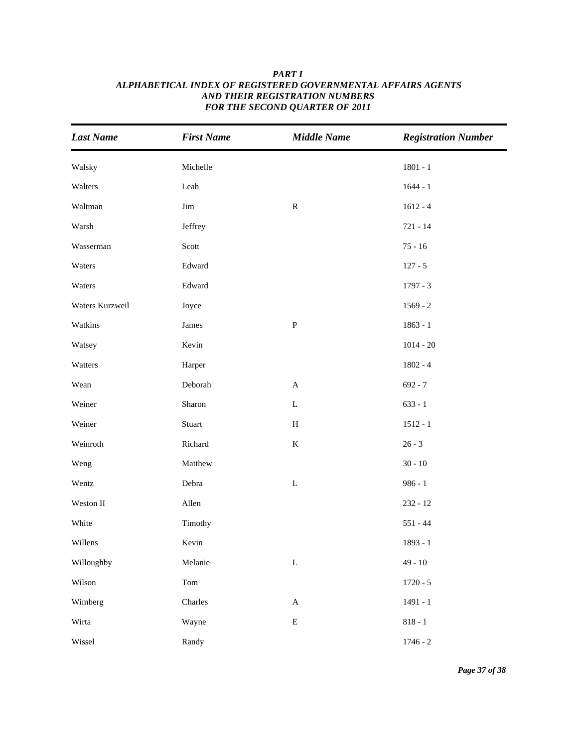***PART I***
***ALPHABETICAL INDEX OF REGISTERED GOVERNMENTAL AFFAIRS AGENTS***
***AND THEIR REGISTRATION NUMBERS***
***FOR THE SECOND QUARTER OF 2011***

| *Last Name* | *First Name* | *Middle Name* | *Registration Number* |
|---|---|---|---|
| Walsky | Michelle | | 1801 - 1 |
| Walters | Leah | | 1644 - 1 |
| Waltman | Jim | R | 1612 - 4 |
| Warsh | Jeffrey | | 721 - 14 |
| Wasserman | Scott | | 75 - 16 |
| Waters | Edward | | 127 - 5 |
| Waters | Edward | | 1797 - 3 |
| Waters Kurzweil | Joyce | | 1569 - 2 |
| Watkins | James | P | 1863 - 1 |
| Watsey | Kevin | | 1014 - 20 |
| Watters | Harper | | 1802 - 4 |
| Wean | Deborah | A | 692 - 7 |
| Weiner | Sharon | L | 633 - 1 |
| Weiner | Stuart | H | 1512 - 1 |
| Weinroth | Richard | K | 26 - 3 |
| Weng | Matthew | | 30 - 10 |
| Wentz | Debra | L | 986 - 1 |
| Weston II | Allen | | 232 - 12 |
| White | Timothy | | 551 - 44 |
| Willens | Kevin | | 1893 - 1 |
| Willoughby | Melanie | L | 49 - 10 |
| Wilson | Tom | | 1720 - 5 |
| Wimberg | Charles | A | 1491 - 1 |
| Wirta | Wayne | E | 818 - 1 |
| Wissel | Randy | | 1746 - 2 |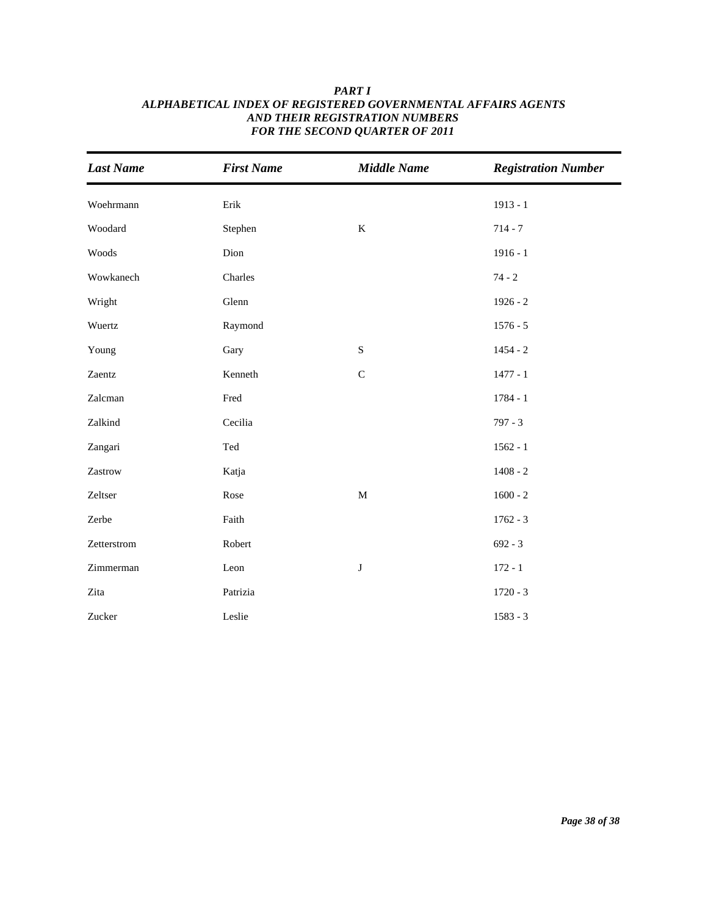## *PART I*
## *ALPHABETICAL INDEX OF REGISTERED GOVERNMENTAL AFFAIRS AGENTS AND THEIR REGISTRATION NUMBERS FOR THE SECOND QUARTER OF 2011*

| *Last Name* | *First Name* | *Middle Name* | *Registration Number* |
|---|---|---|---|
| Woehrmann | Erik | | 1913 - 1 |
| Woodard | Stephen | K | 714 - 7 |
| Woods | Dion | | 1916 - 1 |
| Wowkanech | Charles | | 74 - 2 |
| Wright | Glenn | | 1926 - 2 |
| Wuertz | Raymond | | 1576 - 5 |
| Young | Gary | S | 1454 - 2 |
| Zaentz | Kenneth | C | 1477 - 1 |
| Zalcman | Fred | | 1784 - 1 |
| Zalkind | Cecilia | | 797 - 3 |
| Zangari | Ted | | 1562 - 1 |
| Zastrow | Katja | | 1408 - 2 |
| Zeltser | Rose | M | 1600 - 2 |
| Zerbe | Faith | | 1762 - 3 |
| Zetterstrom | Robert | | 692 - 3 |
| Zimmerman | Leon | J | 172 - 1 |
| Zita | Patrizia | | 1720 - 3 |
| Zucker | Leslie | | 1583 - 3 |